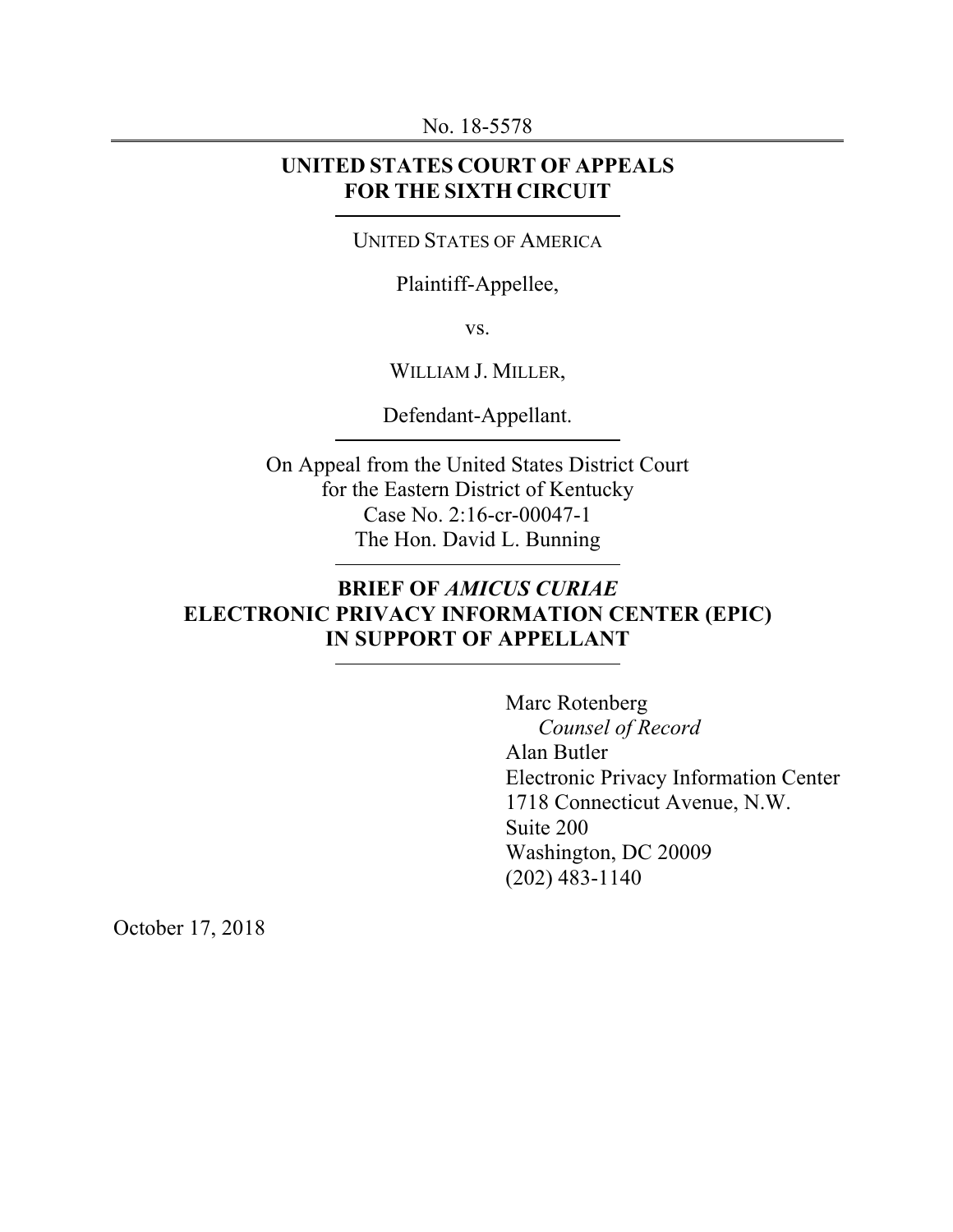No. 18-5578

---

**UNITED STATES COURT OF APPEALS**
**FOR THE SIXTH CIRCUIT**

---

UNITED STATES OF AMERICA

Plaintiff-Appellee,

vs.

WILLIAM J. MILLER,

Defendant-Appellant.

---

On Appeal from the United States District Court
for the Eastern District of Kentucky
Case No. 2:16-cr-00047-1
The Hon. David L. Bunning

---

**BRIEF OF *AMICUS CURIAE***
**ELECTRONIC PRIVACY INFORMATION CENTER (EPIC)**
**IN SUPPORT OF APPELLANT**

---

Marc Rotenberg
*Counsel of Record*
Alan Butler
Electronic Privacy Information Center
1718 Connecticut Avenue, N.W.
Suite 200
Washington, DC 20009
(202) 483-1140

October 17, 2018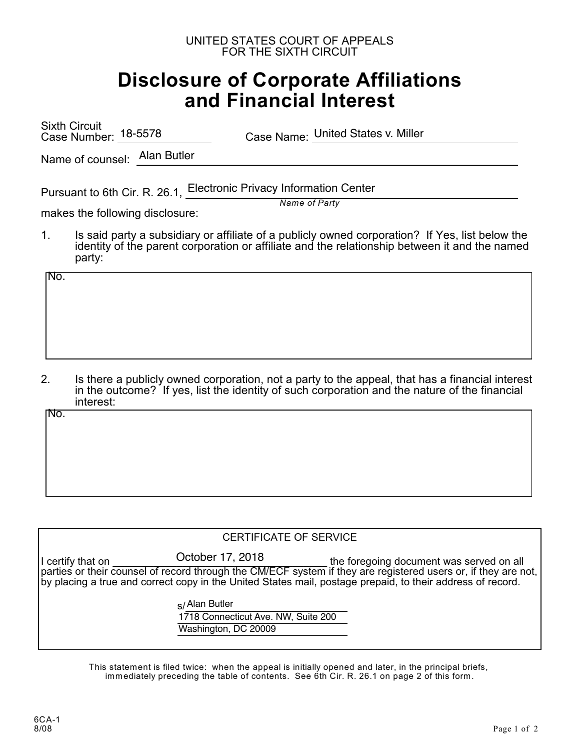UNITED STATES COURT OF APPEALS
FOR THE SIXTH CIRCUIT

# Disclosure of Corporate Affiliations and Financial Interest

Sixth Circuit Case Number: 18-5578 Case Name: United States v. Miller

Name of counsel: Alan Butler

Pursuant to 6th Cir. R. 26.1, Electronic Privacy Information Center
*Name of Party*
makes the following disclosure:

1. Is said party a subsidiary or affiliate of a publicly owned corporation? If Yes, list below the identity of the parent corporation or affiliate and the relationship between it and the named party:

No.

2. Is there a publicly owned corporation, not a party to the appeal, that has a financial interest in the outcome? If yes, list the identity of such corporation and the nature of the financial interest:

No.

CERTIFICATE OF SERVICE

I certify that on October 17, 2018 the foregoing document was served on all parties or their counsel of record through the CM/ECF system if they are registered users or, if they are not, by placing a true and correct copy in the United States mail, postage prepaid, to their address of record.

s/ Alan Butler
1718 Connecticut Ave. NW, Suite 200
Washington, DC 20009

This statement is filed twice: when the appeal is initially opened and later, in the principal briefs, immediately preceding the table of contents. See 6th Cir. R. 26.1 on page 2 of this form.

6CA-1
8/08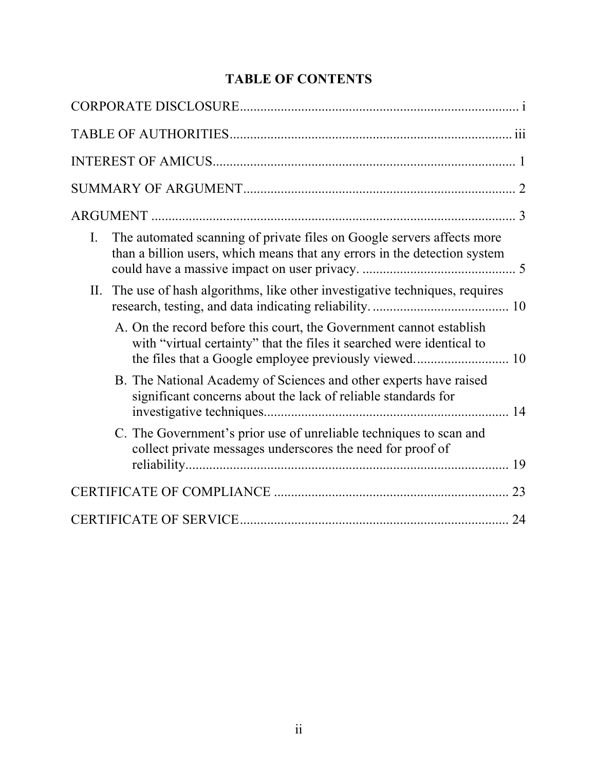# TABLE OF CONTENTS

CORPORATE DISCLOSURE ................................................................................ i

TABLE OF AUTHORITIES .................................................................................. iii

INTEREST OF AMICUS ........................................................................................ 1

SUMMARY OF ARGUMENT ............................................................................... 2

ARGUMENT .......................................................................................................... 3

- I. The automated scanning of private files on Google servers affects more than a billion users, which means that any errors in the detection system could have a massive impact on user privacy. ............................................. 5
- II. The use of hash algorithms, like other investigative techniques, requires research, testing, and data indicating reliability. ........................................ 10
  - A. On the record before this court, the Government cannot establish with "virtual certainty" that the files it searched were identical to the files that a Google employee previously viewed. ........................... 10
  - B. The National Academy of Sciences and other experts have raised significant concerns about the lack of reliable standards for investigative techniques. ....................................................................... 14
  - C. The Government's prior use of unreliable techniques to scan and collect private messages underscores the need for proof of reliability. .............................................................................................. 19

CERTIFICATE OF COMPLIANCE .................................................................... 23

CERTIFICATE OF SERVICE .............................................................................. 24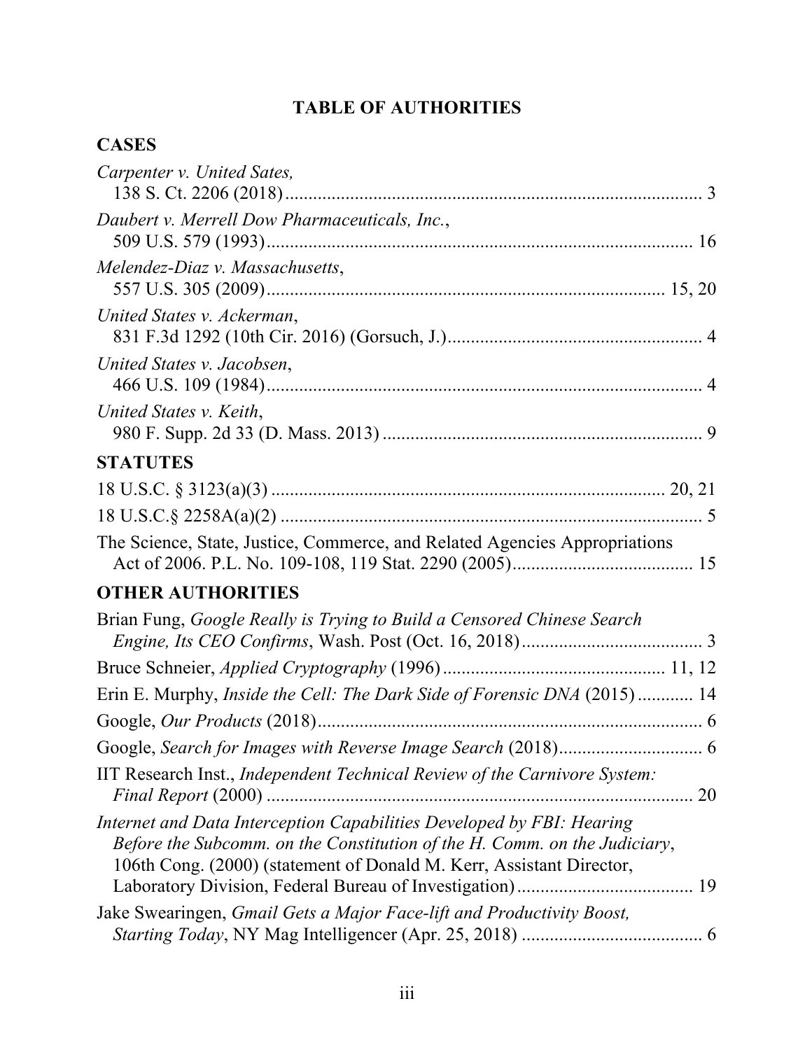# TABLE OF AUTHORITIES

## CASES

*Carpenter v. United Sates*, 138 S. Ct. 2206 (2018) .......... 3

*Daubert v. Merrell Dow Pharmaceuticals, Inc.*, 509 U.S. 579 (1993) .......... 16

*Melendez-Diaz v. Massachusetts*, 557 U.S. 305 (2009) .......... 15, 20

*United States v. Ackerman*, 831 F.3d 1292 (10th Cir. 2016) (Gorsuch, J.) .......... 4

*United States v. Jacobsen*, 466 U.S. 109 (1984) .......... 4

*United States v. Keith*, 980 F. Supp. 2d 33 (D. Mass. 2013) .......... 9

## STATUTES

18 U.S.C. § 3123(a)(3) .......... 20, 21

18 U.S.C.§ 2258A(a)(2) .......... 5

The Science, State, Justice, Commerce, and Related Agencies Appropriations Act of 2006. P.L. No. 109-108, 119 Stat. 2290 (2005) .......... 15

## OTHER AUTHORITIES

Brian Fung, *Google Really is Trying to Build a Censored Chinese Search Engine, Its CEO Confirms*, Wash. Post (Oct. 16, 2018) .......... 3

Bruce Schneier, *Applied Cryptography* (1996) .......... 11, 12

Erin E. Murphy, *Inside the Cell: The Dark Side of Forensic DNA* (2015) .......... 14

Google, *Our Products* (2018) .......... 6

Google, *Search for Images with Reverse Image Search* (2018) .......... 6

IIT Research Inst., *Independent Technical Review of the Carnivore System: Final Report* (2000) .......... 20

*Internet and Data Interception Capabilities Developed by FBI: Hearing Before the Subcomm. on the Constitution of the H. Comm. on the Judiciary*, 106th Cong. (2000) (statement of Donald M. Kerr, Assistant Director, Laboratory Division, Federal Bureau of Investigation) .......... 19

Jake Swearingen, *Gmail Gets a Major Face-lift and Productivity Boost, Starting Today*, NY Mag Intelligencer (Apr. 25, 2018) .......... 6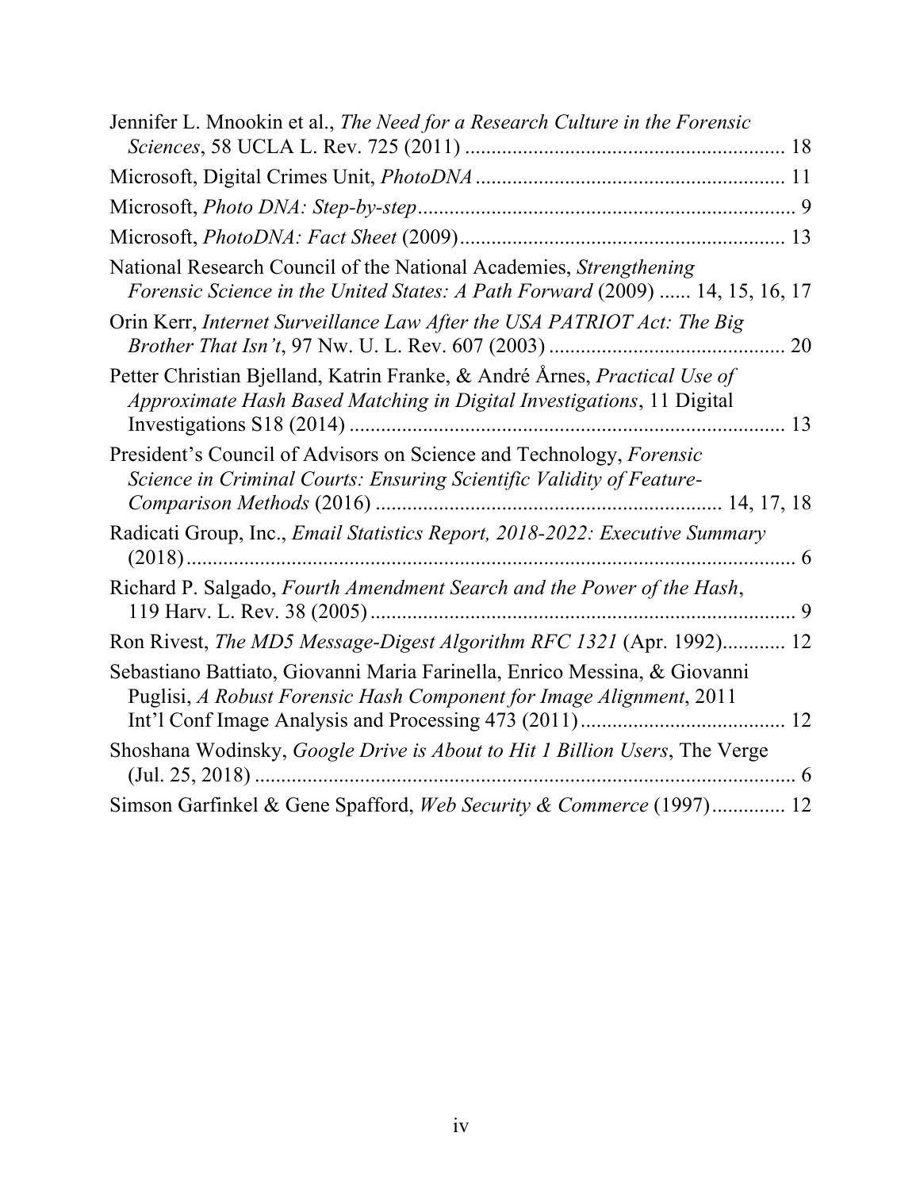Jennifer L. Mnookin et al., *The Need for a Research Culture in the Forensic Sciences*, 58 UCLA L. Rev. 725 (2011) .......................................................... 18

Microsoft, Digital Crimes Unit, *PhotoDNA* .......................................................... 11

Microsoft, *Photo DNA: Step-by-step* ....................................................................... 9

Microsoft, *PhotoDNA: Fact Sheet* (2009) ............................................................. 13

National Research Council of the National Academies, *Strengthening Forensic Science in the United States: A Path Forward* (2009) ...... 14, 15, 16, 17

Orin Kerr, *Internet Surveillance Law After the USA PATRIOT Act: The Big Brother That Isn't*, 97 Nw. U. L. Rev. 607 (2003) ............................................ 20

Petter Christian Bjelland, Katrin Franke, & André Årnes, *Practical Use of Approximate Hash Based Matching in Digital Investigations*, 11 Digital Investigations S18 (2014) .................................................................................. 13

President's Council of Advisors on Science and Technology, *Forensic Science in Criminal Courts: Ensuring Scientific Validity of Feature-Comparison Methods* (2016) ................................................................ 14, 17, 18

Radicati Group, Inc., *Email Statistics Report, 2018-2022: Executive Summary* (2018) ................................................................................................................ 6

Richard P. Salgado, *Fourth Amendment Search and the Power of the Hash*, 119 Harv. L. Rev. 38 (2005) ............................................................................... 9

Ron Rivest, *The MD5 Message-Digest Algorithm RFC 1321* (Apr. 1992)............ 12

Sebastiano Battiato, Giovanni Maria Farinella, Enrico Messina, & Giovanni Puglisi, *A Robust Forensic Hash Component for Image Alignment*, 2011 Int'l Conf Image Analysis and Processing 473 (2011) ....................................... 12

Shoshana Wodinsky, *Google Drive is About to Hit 1 Billion Users*, The Verge (Jul. 25, 2018) ...................................................................................................... 6

Simson Garfinkel & Gene Spafford, *Web Security & Commerce* (1997).............. 12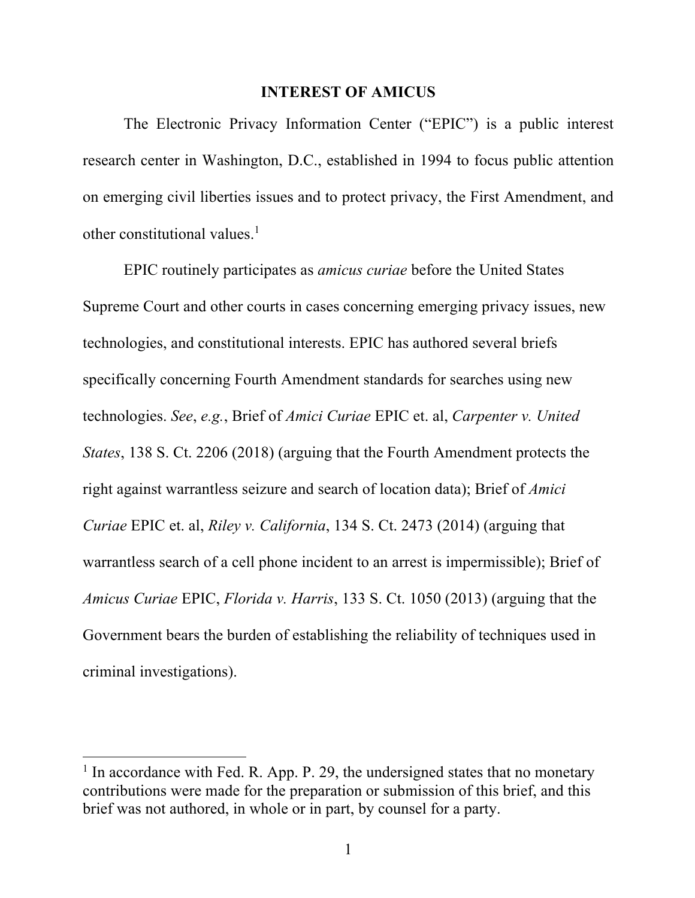## INTEREST OF AMICUS

The Electronic Privacy Information Center ("EPIC") is a public interest research center in Washington, D.C., established in 1994 to focus public attention on emerging civil liberties issues and to protect privacy, the First Amendment, and other constitutional values.[1]

EPIC routinely participates as *amicus curiae* before the United States Supreme Court and other courts in cases concerning emerging privacy issues, new technologies, and constitutional interests. EPIC has authored several briefs specifically concerning Fourth Amendment standards for searches using new technologies. *See*, *e.g.*, Brief of *Amici Curiae* EPIC et. al, *Carpenter v. United States*, 138 S. Ct. 2206 (2018) (arguing that the Fourth Amendment protects the right against warrantless seizure and search of location data); Brief of *Amici Curiae* EPIC et. al, *Riley v. California*, 134 S. Ct. 2473 (2014) (arguing that warrantless search of a cell phone incident to an arrest is impermissible); Brief of *Amicus Curiae* EPIC, *Florida v. Harris*, 133 S. Ct. 1050 (2013) (arguing that the Government bears the burden of establishing the reliability of techniques used in criminal investigations).

---

[1] In accordance with Fed. R. App. P. 29, the undersigned states that no monetary contributions were made for the preparation or submission of this brief, and this brief was not authored, in whole or in part, by counsel for a party.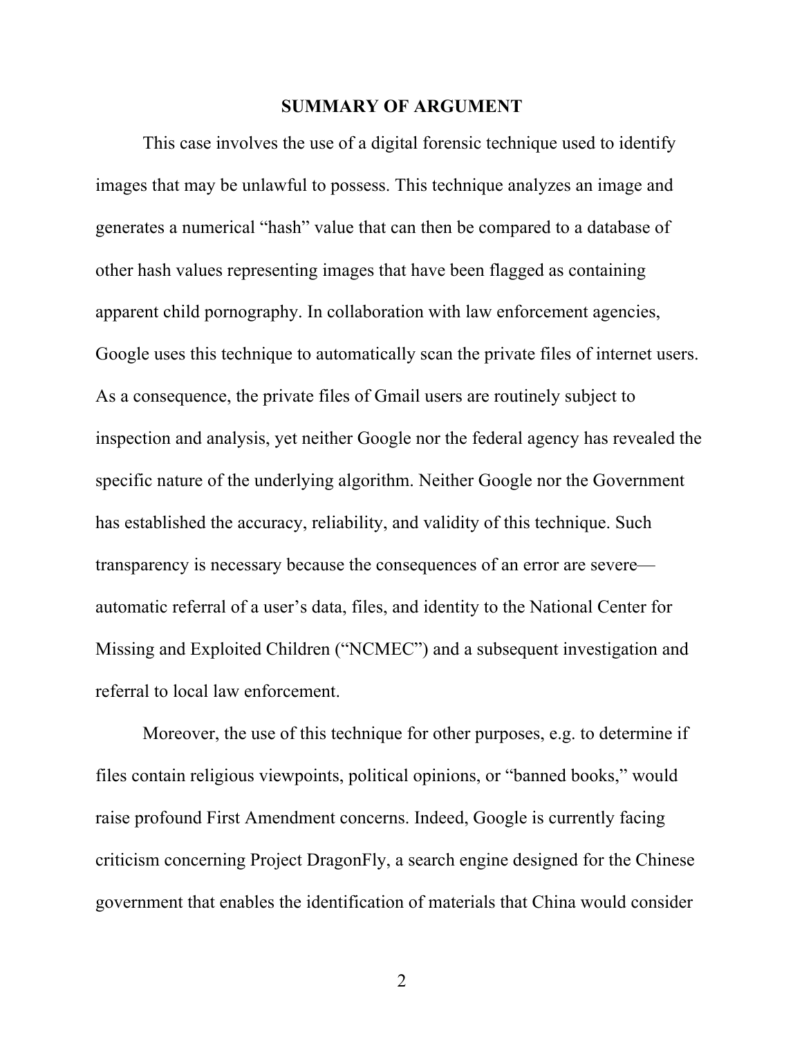## SUMMARY OF ARGUMENT

This case involves the use of a digital forensic technique used to identify images that may be unlawful to possess. This technique analyzes an image and generates a numerical "hash" value that can then be compared to a database of other hash values representing images that have been flagged as containing apparent child pornography. In collaboration with law enforcement agencies, Google uses this technique to automatically scan the private files of internet users. As a consequence, the private files of Gmail users are routinely subject to inspection and analysis, yet neither Google nor the federal agency has revealed the specific nature of the underlying algorithm. Neither Google nor the Government has established the accuracy, reliability, and validity of this technique. Such transparency is necessary because the consequences of an error are severe—automatic referral of a user's data, files, and identity to the National Center for Missing and Exploited Children ("NCMEC") and a subsequent investigation and referral to local law enforcement.

Moreover, the use of this technique for other purposes, e.g. to determine if files contain religious viewpoints, political opinions, or "banned books," would raise profound First Amendment concerns. Indeed, Google is currently facing criticism concerning Project DragonFly, a search engine designed for the Chinese government that enables the identification of materials that China would consider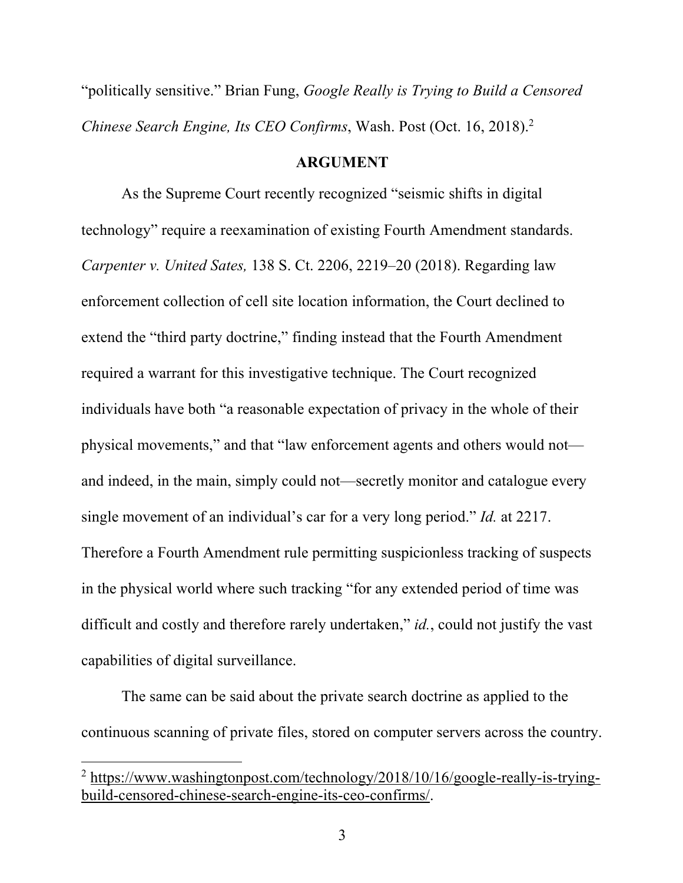"politically sensitive." Brian Fung, *Google Really is Trying to Build a Censored Chinese Search Engine, Its CEO Confirms*, Wash. Post (Oct. 16, 2018).[2]

## ARGUMENT

As the Supreme Court recently recognized "seismic shifts in digital technology" require a reexamination of existing Fourth Amendment standards. *Carpenter v. United Sates,* 138 S. Ct. 2206, 2219–20 (2018). Regarding law enforcement collection of cell site location information, the Court declined to extend the "third party doctrine," finding instead that the Fourth Amendment required a warrant for this investigative technique. The Court recognized individuals have both "a reasonable expectation of privacy in the whole of their physical movements," and that "law enforcement agents and others would not—and indeed, in the main, simply could not—secretly monitor and catalogue every single movement of an individual's car for a very long period." *Id.* at 2217. Therefore a Fourth Amendment rule permitting suspicionless tracking of suspects in the physical world where such tracking "for any extended period of time was difficult and costly and therefore rarely undertaken," *id.*, could not justify the vast capabilities of digital surveillance.

The same can be said about the private search doctrine as applied to the continuous scanning of private files, stored on computer servers across the country.

---

[2] https://www.washingtonpost.com/technology/2018/10/16/google-really-is-trying-build-censored-chinese-search-engine-its-ceo-confirms/.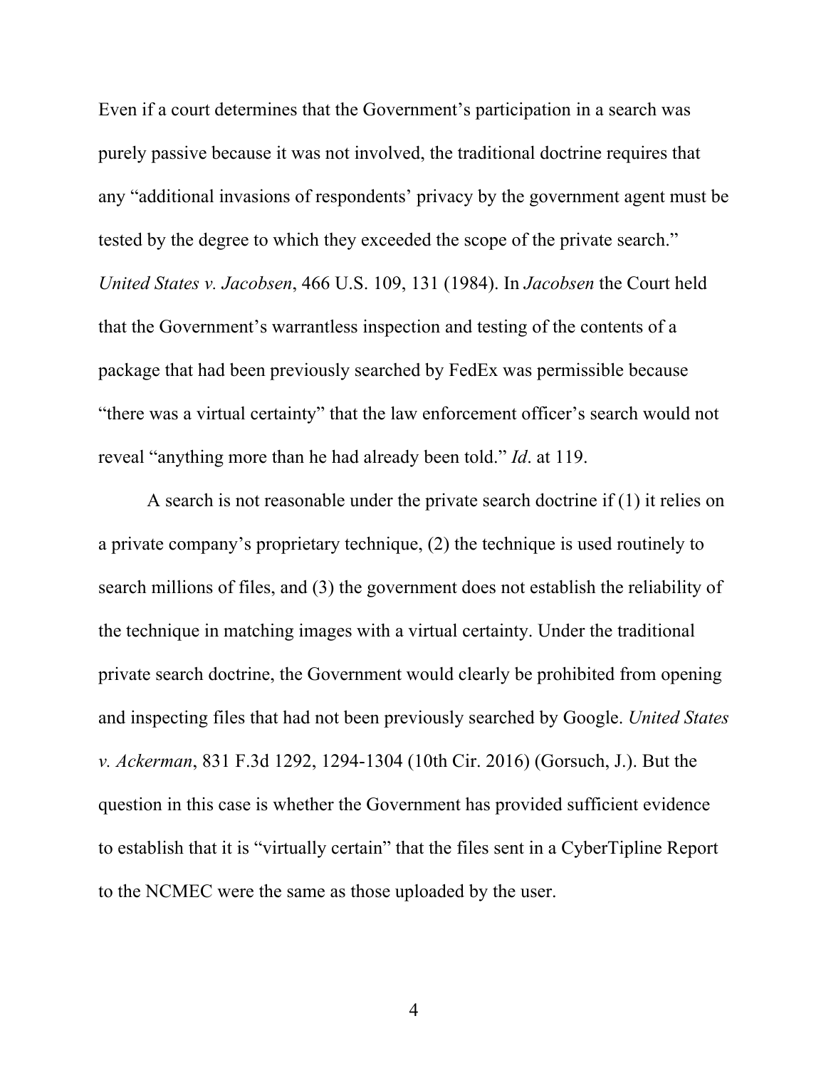Even if a court determines that the Government's participation in a search was purely passive because it was not involved, the traditional doctrine requires that any "additional invasions of respondents' privacy by the government agent must be tested by the degree to which they exceeded the scope of the private search." *United States v. Jacobsen*, 466 U.S. 109, 131 (1984). In *Jacobsen* the Court held that the Government's warrantless inspection and testing of the contents of a package that had been previously searched by FedEx was permissible because "there was a virtual certainty" that the law enforcement officer's search would not reveal "anything more than he had already been told." *Id*. at 119.

A search is not reasonable under the private search doctrine if (1) it relies on a private company's proprietary technique, (2) the technique is used routinely to search millions of files, and (3) the government does not establish the reliability of the technique in matching images with a virtual certainty. Under the traditional private search doctrine, the Government would clearly be prohibited from opening and inspecting files that had not been previously searched by Google. *United States v. Ackerman*, 831 F.3d 1292, 1294-1304 (10th Cir. 2016) (Gorsuch, J.). But the question in this case is whether the Government has provided sufficient evidence to establish that it is "virtually certain" that the files sent in a CyberTipline Report to the NCMEC were the same as those uploaded by the user.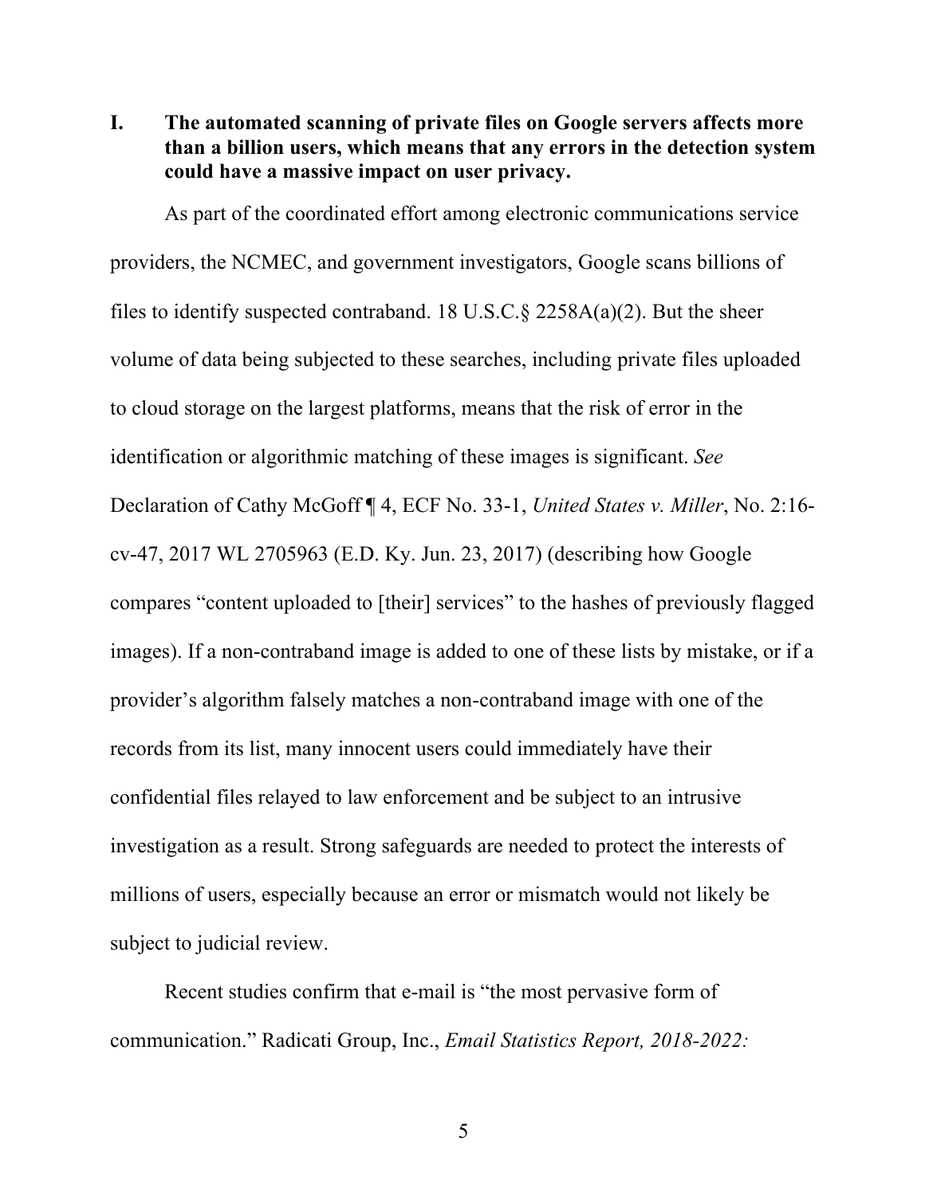## I. The automated scanning of private files on Google servers affects more than a billion users, which means that any errors in the detection system could have a massive impact on user privacy.

As part of the coordinated effort among electronic communications service providers, the NCMEC, and government investigators, Google scans billions of files to identify suspected contraband. 18 U.S.C.§ 2258A(a)(2). But the sheer volume of data being subjected to these searches, including private files uploaded to cloud storage on the largest platforms, means that the risk of error in the identification or algorithmic matching of these images is significant. *See* Declaration of Cathy McGoff ¶ 4, ECF No. 33-1, *United States v. Miller*, No. 2:16-cv-47, 2017 WL 2705963 (E.D. Ky. Jun. 23, 2017) (describing how Google compares "content uploaded to [their] services" to the hashes of previously flagged images). If a non-contraband image is added to one of these lists by mistake, or if a provider's algorithm falsely matches a non-contraband image with one of the records from its list, many innocent users could immediately have their confidential files relayed to law enforcement and be subject to an intrusive investigation as a result. Strong safeguards are needed to protect the interests of millions of users, especially because an error or mismatch would not likely be subject to judicial review.

Recent studies confirm that e-mail is "the most pervasive form of communication." Radicati Group, Inc., *Email Statistics Report, 2018-2022:*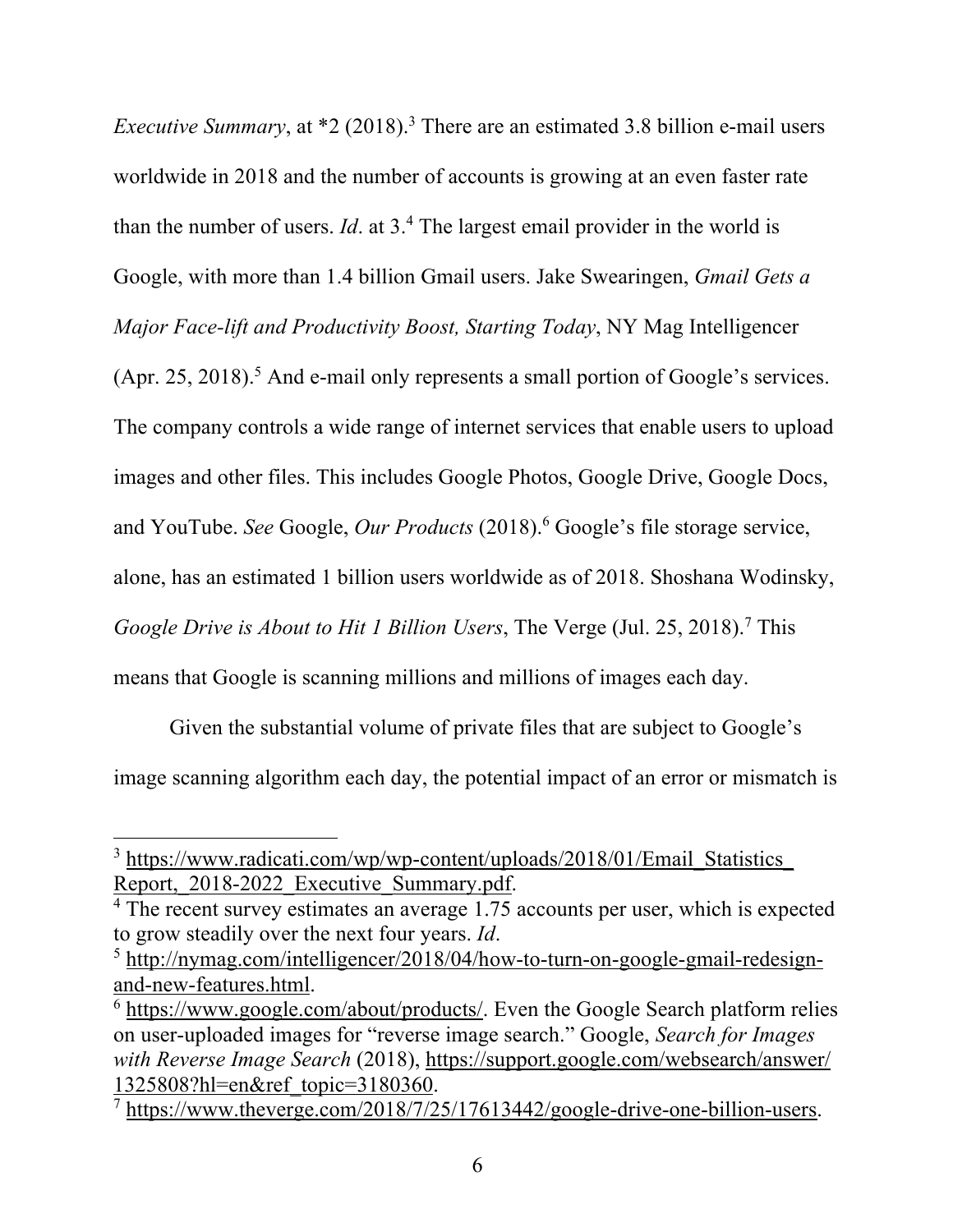*Executive Summary*, at *2 (2018).[3] There are an estimated 3.8 billion e-mail users worldwide in 2018 and the number of accounts is growing at an even faster rate than the number of users. *Id*. at 3.[4] The largest email provider in the world is Google, with more than 1.4 billion Gmail users. Jake Swearingen, *Gmail Gets a Major Face-lift and Productivity Boost, Starting Today*, NY Mag Intelligencer (Apr. 25, 2018).[5] And e-mail only represents a small portion of Google's services. The company controls a wide range of internet services that enable users to upload images and other files. This includes Google Photos, Google Drive, Google Docs, and YouTube. *See* Google, *Our Products* (2018).[6] Google's file storage service, alone, has an estimated 1 billion users worldwide as of 2018. Shoshana Wodinsky, *Google Drive is About to Hit 1 Billion Users*, The Verge (Jul. 25, 2018).[7] This means that Google is scanning millions and millions of images each day.

Given the substantial volume of private files that are subject to Google's image scanning algorithm each day, the potential impact of an error or mismatch is

---

[3] https://www.radicati.com/wp/wp-content/uploads/2018/01/Email_Statistics_Report,_2018-2022_Executive_Summary.pdf.

[4] The recent survey estimates an average 1.75 accounts per user, which is expected to grow steadily over the next four years. *Id*.

[5] http://nymag.com/intelligencer/2018/04/how-to-turn-on-google-gmail-redesign-and-new-features.html.

[6] https://www.google.com/about/products/. Even the Google Search platform relies on user-uploaded images for "reverse image search." Google, *Search for Images with Reverse Image Search* (2018), https://support.google.com/websearch/answer/1325808?hl=en&ref_topic=3180360.

[7] https://www.theverge.com/2018/7/25/17613442/google-drive-one-billion-users.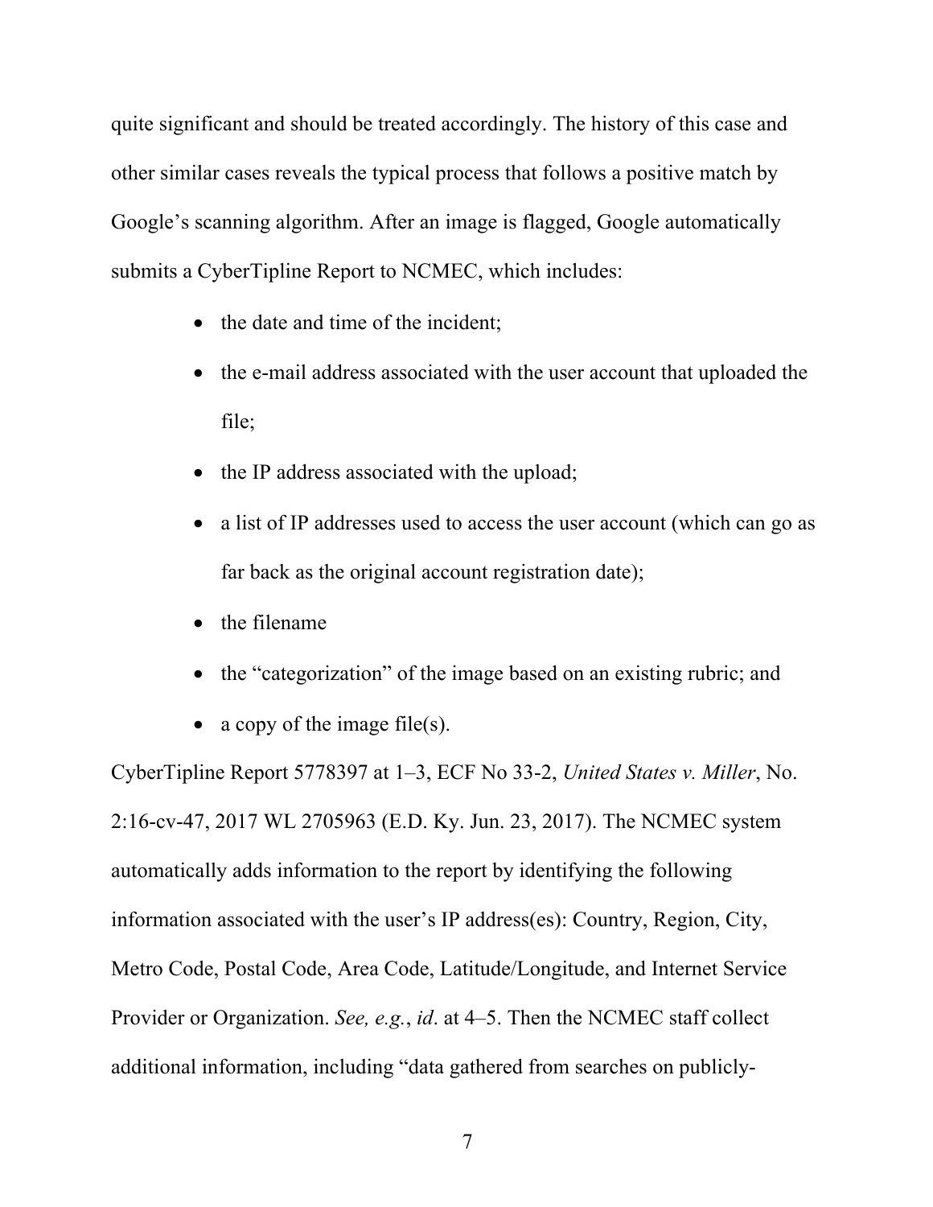quite significant and should be treated accordingly. The history of this case and other similar cases reveals the typical process that follows a positive match by Google's scanning algorithm. After an image is flagged, Google automatically submits a CyberTipline Report to NCMEC, which includes:

- the date and time of the incident;
- the e-mail address associated with the user account that uploaded the file;
- the IP address associated with the upload;
- a list of IP addresses used to access the user account (which can go as far back as the original account registration date);
- the filename
- the "categorization" of the image based on an existing rubric; and
- a copy of the image file(s).

CyberTipline Report 5778397 at 1–3, ECF No 33-2, *United States v. Miller*, No. 2:16-cv-47, 2017 WL 2705963 (E.D. Ky. Jun. 23, 2017). The NCMEC system automatically adds information to the report by identifying the following information associated with the user's IP address(es): Country, Region, City, Metro Code, Postal Code, Area Code, Latitude/Longitude, and Internet Service Provider or Organization. *See, e.g.*, *id*. at 4–5. Then the NCMEC staff collect additional information, including "data gathered from searches on publicly-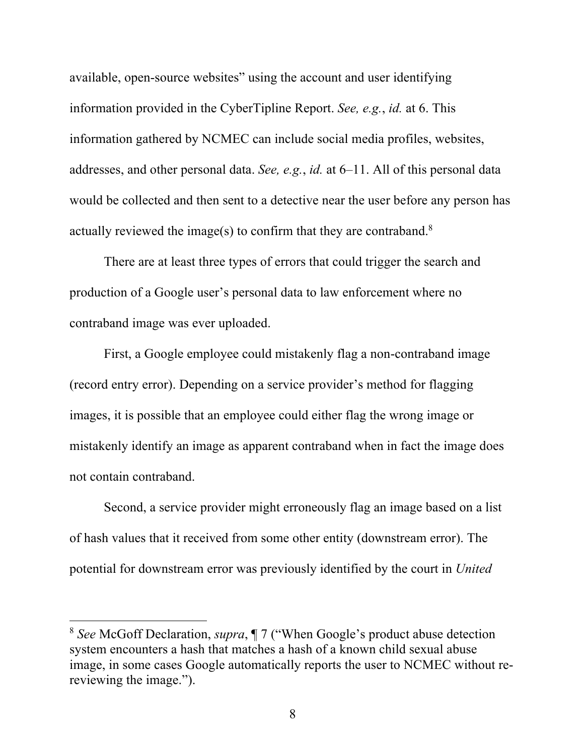available, open-source websites" using the account and user identifying information provided in the CyberTipline Report. *See, e.g.*, *id.* at 6. This information gathered by NCMEC can include social media profiles, websites, addresses, and other personal data. *See, e.g.*, *id.* at 6–11. All of this personal data would be collected and then sent to a detective near the user before any person has actually reviewed the image(s) to confirm that they are contraband.[8]

There are at least three types of errors that could trigger the search and production of a Google user's personal data to law enforcement where no contraband image was ever uploaded.

First, a Google employee could mistakenly flag a non-contraband image (record entry error). Depending on a service provider's method for flagging images, it is possible that an employee could either flag the wrong image or mistakenly identify an image as apparent contraband when in fact the image does not contain contraband.

Second, a service provider might erroneously flag an image based on a list of hash values that it received from some other entity (downstream error). The potential for downstream error was previously identified by the court in *United*

---

[8] *See* McGoff Declaration, *supra*, ¶ 7 ("When Google's product abuse detection system encounters a hash that matches a hash of a known child sexual abuse image, in some cases Google automatically reports the user to NCMEC without re-reviewing the image.").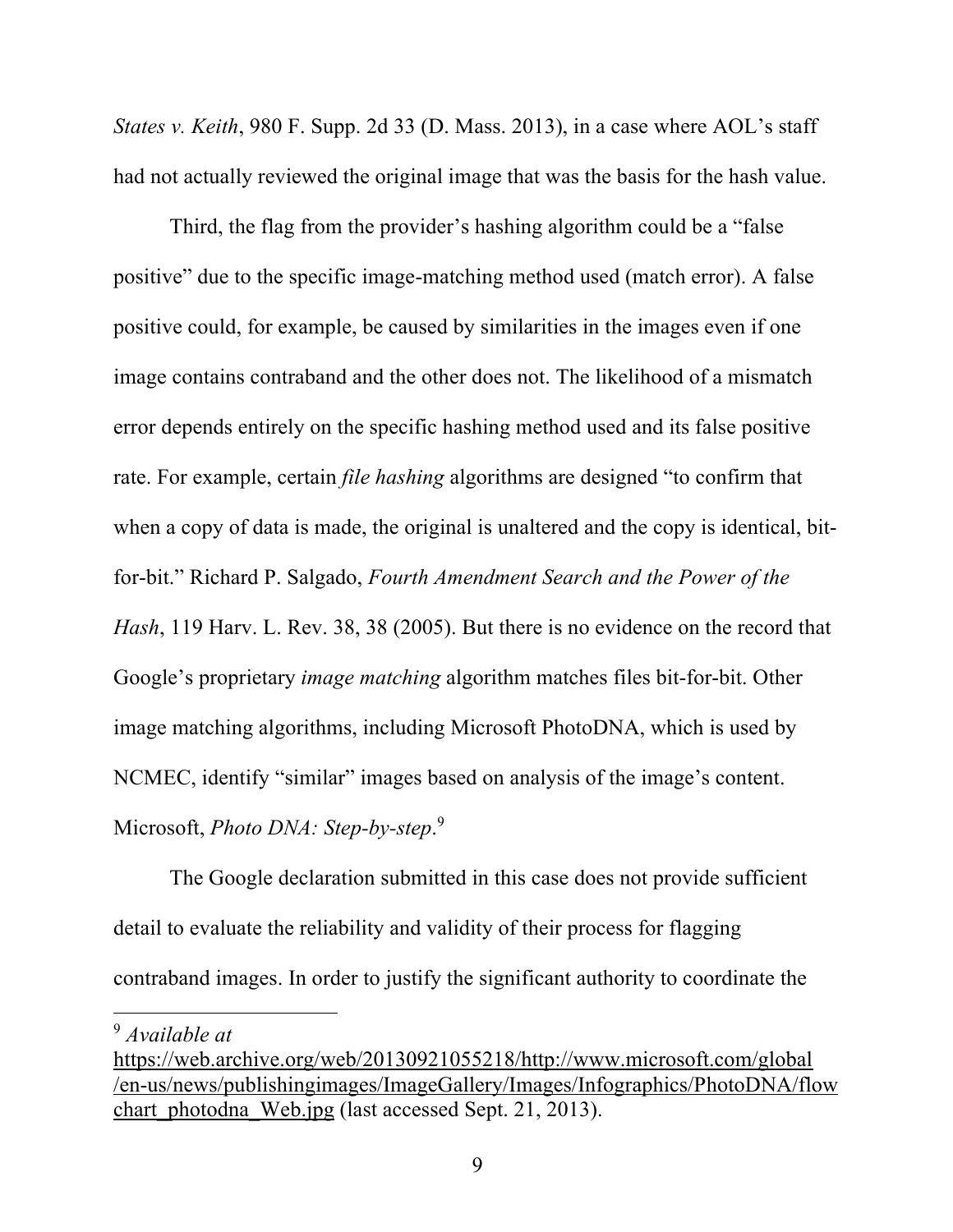*States v. Keith*, 980 F. Supp. 2d 33 (D. Mass. 2013), in a case where AOL's staff had not actually reviewed the original image that was the basis for the hash value.

Third, the flag from the provider's hashing algorithm could be a "false positive" due to the specific image-matching method used (match error). A false positive could, for example, be caused by similarities in the images even if one image contains contraband and the other does not. The likelihood of a mismatch error depends entirely on the specific hashing method used and its false positive rate. For example, certain *file hashing* algorithms are designed "to confirm that when a copy of data is made, the original is unaltered and the copy is identical, bit-for-bit." Richard P. Salgado, *Fourth Amendment Search and the Power of the Hash*, 119 Harv. L. Rev. 38, 38 (2005). But there is no evidence on the record that Google's proprietary *image matching* algorithm matches files bit-for-bit. Other image matching algorithms, including Microsoft PhotoDNA, which is used by NCMEC, identify "similar" images based on analysis of the image's content. Microsoft, *Photo DNA: Step-by-step*.[9]

The Google declaration submitted in this case does not provide sufficient detail to evaluate the reliability and validity of their process for flagging contraband images. In order to justify the significant authority to coordinate the

---

[9] *Available at* https://web.archive.org/web/20130921055218/http://www.microsoft.com/global/en-us/news/publishingimages/ImageGallery/Images/Infographics/PhotoDNA/flowchart_photodna_Web.jpg (last accessed Sept. 21, 2013).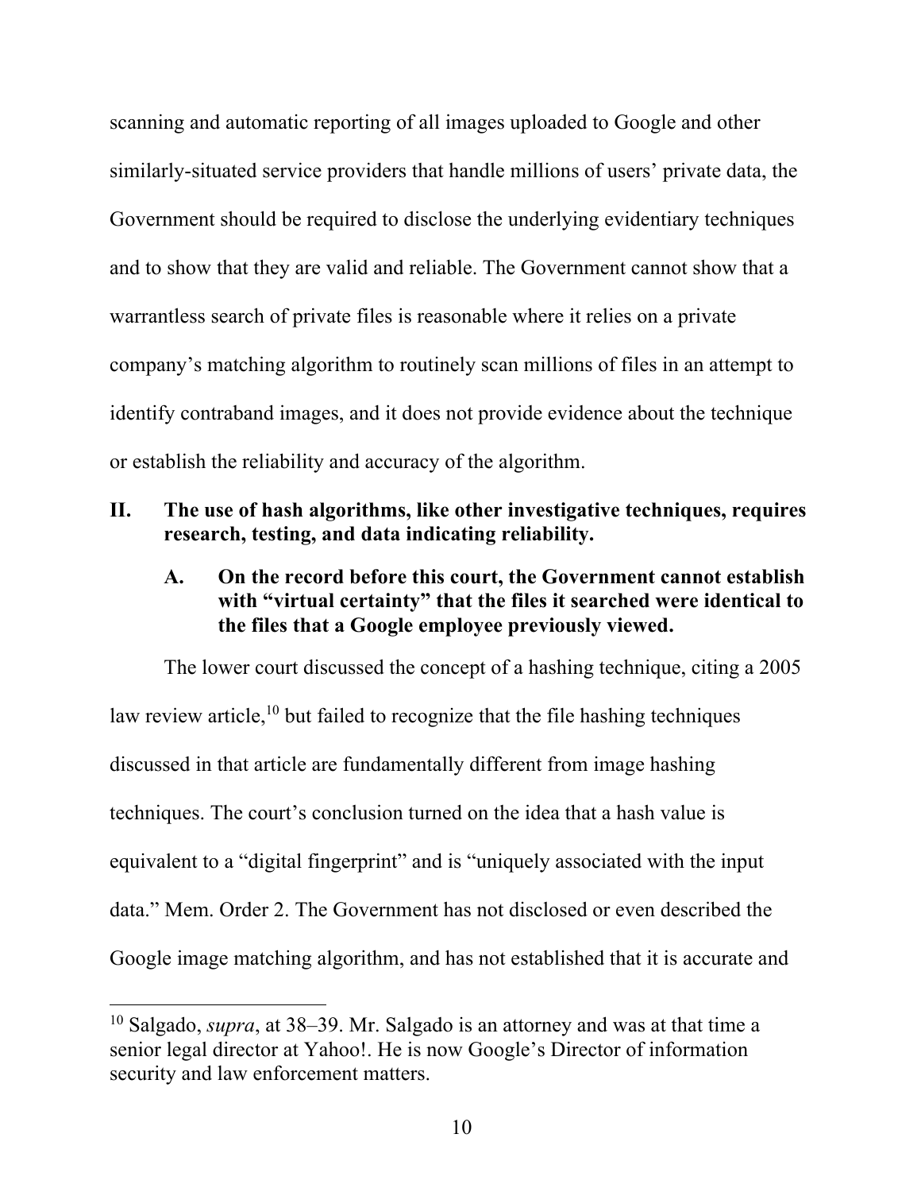scanning and automatic reporting of all images uploaded to Google and other similarly-situated service providers that handle millions of users' private data, the Government should be required to disclose the underlying evidentiary techniques and to show that they are valid and reliable. The Government cannot show that a warrantless search of private files is reasonable where it relies on a private company's matching algorithm to routinely scan millions of files in an attempt to identify contraband images, and it does not provide evidence about the technique or establish the reliability and accuracy of the algorithm.

## II. The use of hash algorithms, like other investigative techniques, requires research, testing, and data indicating reliability.

### A. On the record before this court, the Government cannot establish with "virtual certainty" that the files it searched were identical to the files that a Google employee previously viewed.

The lower court discussed the concept of a hashing technique, citing a 2005 law review article,[10] but failed to recognize that the file hashing techniques discussed in that article are fundamentally different from image hashing techniques. The court's conclusion turned on the idea that a hash value is equivalent to a "digital fingerprint" and is "uniquely associated with the input data." Mem. Order 2. The Government has not disclosed or even described the Google image matching algorithm, and has not established that it is accurate and

---

[10] Salgado, *supra*, at 38–39. Mr. Salgado is an attorney and was at that time a senior legal director at Yahoo!. He is now Google's Director of information security and law enforcement matters.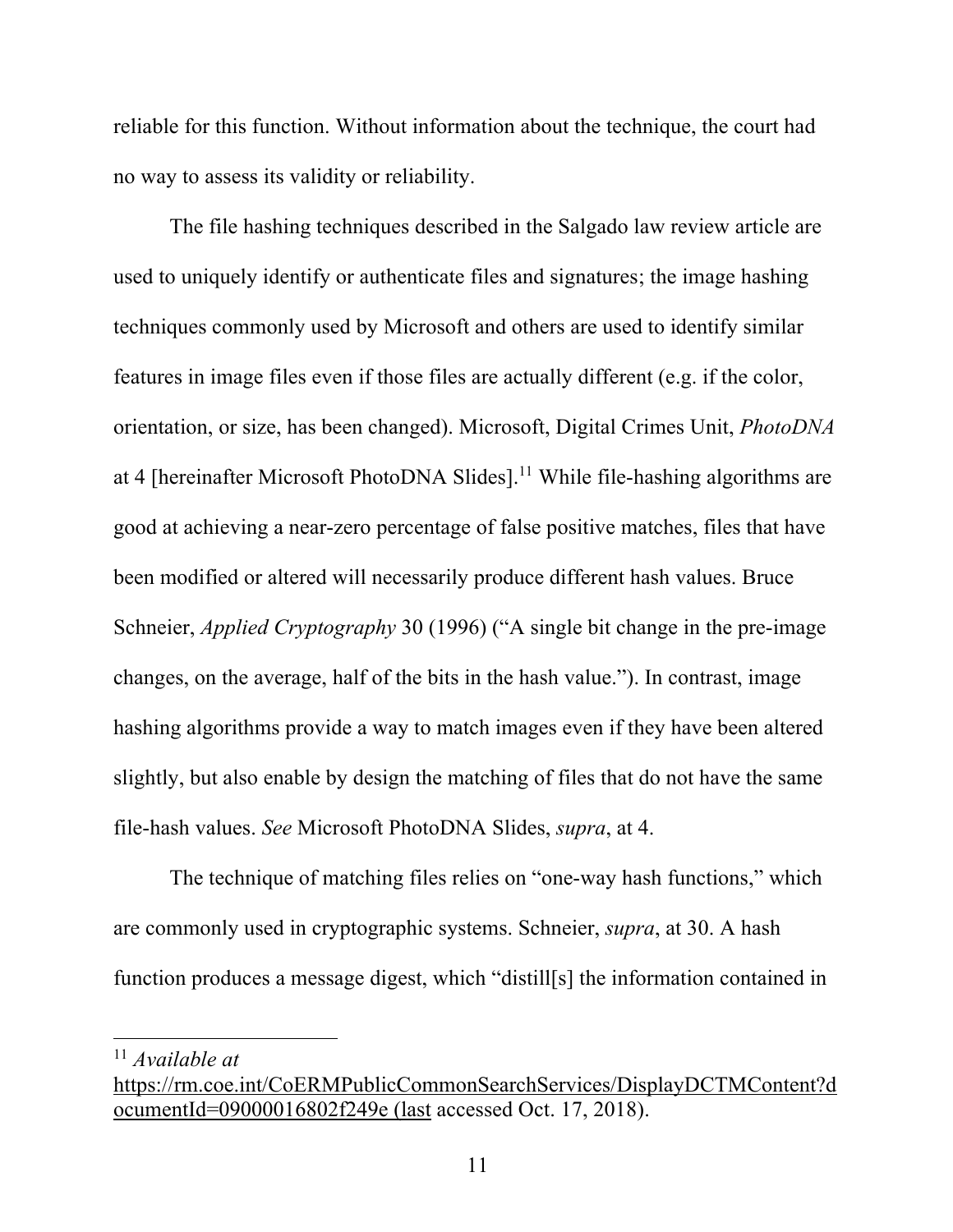reliable for this function. Without information about the technique, the court had no way to assess its validity or reliability.

The file hashing techniques described in the Salgado law review article are used to uniquely identify or authenticate files and signatures; the image hashing techniques commonly used by Microsoft and others are used to identify similar features in image files even if those files are actually different (e.g. if the color, orientation, or size, has been changed). Microsoft, Digital Crimes Unit, *PhotoDNA* at 4 [hereinafter Microsoft PhotoDNA Slides].[11] While file-hashing algorithms are good at achieving a near-zero percentage of false positive matches, files that have been modified or altered will necessarily produce different hash values. Bruce Schneier, *Applied Cryptography* 30 (1996) ("A single bit change in the pre-image changes, on the average, half of the bits in the hash value."). In contrast, image hashing algorithms provide a way to match images even if they have been altered slightly, but also enable by design the matching of files that do not have the same file-hash values. *See* Microsoft PhotoDNA Slides, *supra*, at 4.

The technique of matching files relies on "one-way hash functions," which are commonly used in cryptographic systems. Schneier, *supra*, at 30. A hash function produces a message digest, which "distill[s] the information contained in

---

[11] *Available at* https://rm.coe.int/CoERMPublicCommonSearchServices/DisplayDCTMContent?documentId=09000016802f249e (last accessed Oct. 17, 2018).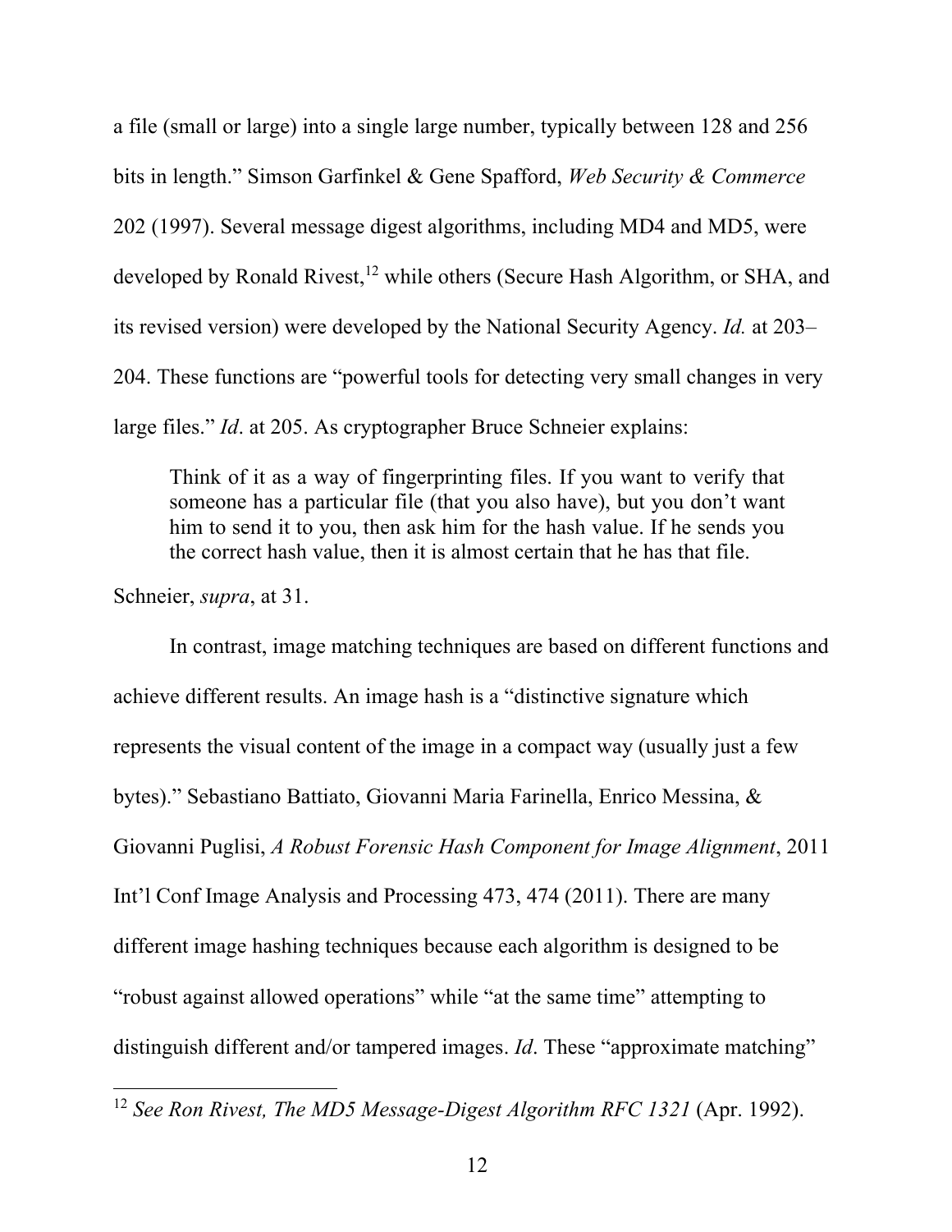a file (small or large) into a single large number, typically between 128 and 256 bits in length." Simson Garfinkel & Gene Spafford, *Web Security & Commerce* 202 (1997). Several message digest algorithms, including MD4 and MD5, were developed by Ronald Rivest,[12] while others (Secure Hash Algorithm, or SHA, and its revised version) were developed by the National Security Agency. *Id.* at 203–204. These functions are "powerful tools for detecting very small changes in very large files." *Id*. at 205. As cryptographer Bruce Schneier explains:

> Think of it as a way of fingerprinting files. If you want to verify that someone has a particular file (that you also have), but you don't want him to send it to you, then ask him for the hash value. If he sends you the correct hash value, then it is almost certain that he has that file.

Schneier, *supra*, at 31.

In contrast, image matching techniques are based on different functions and achieve different results. An image hash is a "distinctive signature which represents the visual content of the image in a compact way (usually just a few bytes)." Sebastiano Battiato, Giovanni Maria Farinella, Enrico Messina, & Giovanni Puglisi, *A Robust Forensic Hash Component for Image Alignment*, 2011 Int'l Conf Image Analysis and Processing 473, 474 (2011). There are many different image hashing techniques because each algorithm is designed to be "robust against allowed operations" while "at the same time" attempting to distinguish different and/or tampered images. *Id*. These "approximate matching"

---

[12] *See Ron Rivest, The MD5 Message-Digest Algorithm RFC 1321* (Apr. 1992).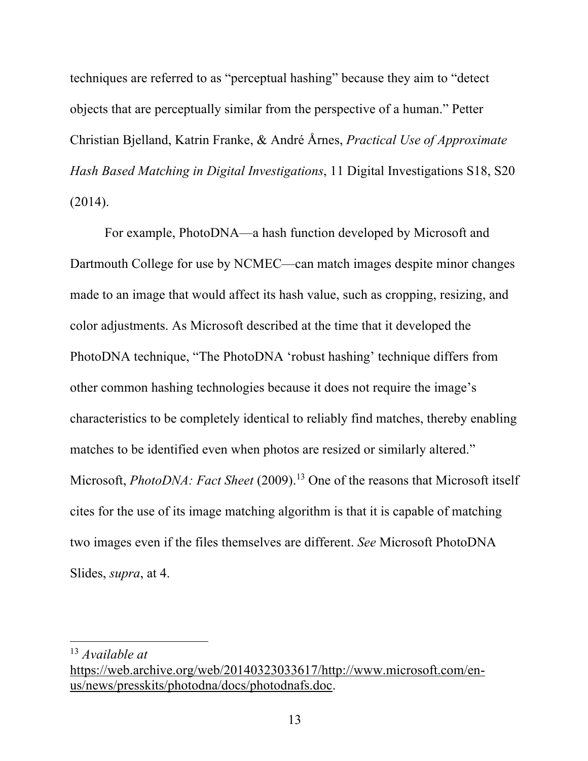techniques are referred to as "perceptual hashing" because they aim to "detect objects that are perceptually similar from the perspective of a human." Petter Christian Bjelland, Katrin Franke, & André Årnes, *Practical Use of Approximate Hash Based Matching in Digital Investigations*, 11 Digital Investigations S18, S20 (2014).

For example, PhotoDNA—a hash function developed by Microsoft and Dartmouth College for use by NCMEC—can match images despite minor changes made to an image that would affect its hash value, such as cropping, resizing, and color adjustments. As Microsoft described at the time that it developed the PhotoDNA technique, "The PhotoDNA 'robust hashing' technique differs from other common hashing technologies because it does not require the image's characteristics to be completely identical to reliably find matches, thereby enabling matches to be identified even when photos are resized or similarly altered." Microsoft, *PhotoDNA: Fact Sheet* (2009).[13] One of the reasons that Microsoft itself cites for the use of its image matching algorithm is that it is capable of matching two images even if the files themselves are different. *See* Microsoft PhotoDNA Slides, *supra*, at 4.

---

[13] *Available at* https://web.archive.org/web/20140323033617/http://www.microsoft.com/en-us/news/presskits/photodna/docs/photodnafs.doc.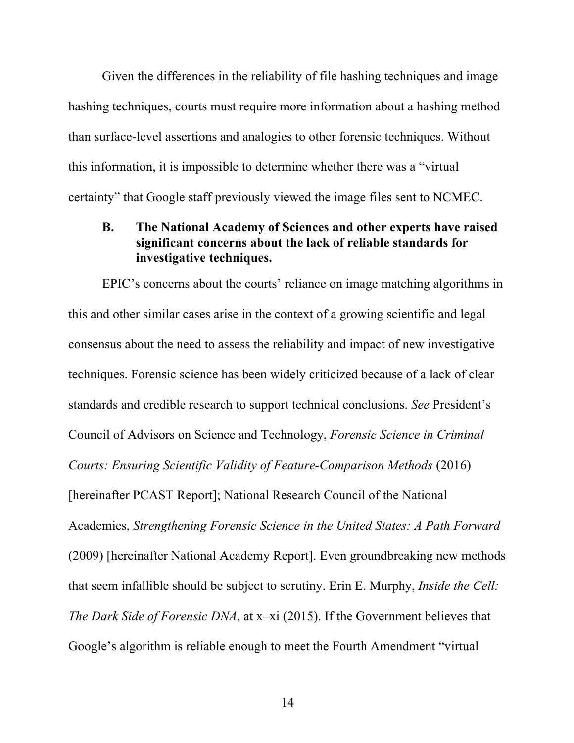Given the differences in the reliability of file hashing techniques and image hashing techniques, courts must require more information about a hashing method than surface-level assertions and analogies to other forensic techniques. Without this information, it is impossible to determine whether there was a "virtual certainty" that Google staff previously viewed the image files sent to NCMEC.

### B. The National Academy of Sciences and other experts have raised significant concerns about the lack of reliable standards for investigative techniques.

EPIC's concerns about the courts' reliance on image matching algorithms in this and other similar cases arise in the context of a growing scientific and legal consensus about the need to assess the reliability and impact of new investigative techniques. Forensic science has been widely criticized because of a lack of clear standards and credible research to support technical conclusions. *See* President's Council of Advisors on Science and Technology, *Forensic Science in Criminal Courts: Ensuring Scientific Validity of Feature-Comparison Methods* (2016) [hereinafter PCAST Report]; National Research Council of the National Academies, *Strengthening Forensic Science in the United States: A Path Forward* (2009) [hereinafter National Academy Report]. Even groundbreaking new methods that seem infallible should be subject to scrutiny. Erin E. Murphy, *Inside the Cell: The Dark Side of Forensic DNA*, at x–xi (2015). If the Government believes that Google's algorithm is reliable enough to meet the Fourth Amendment "virtual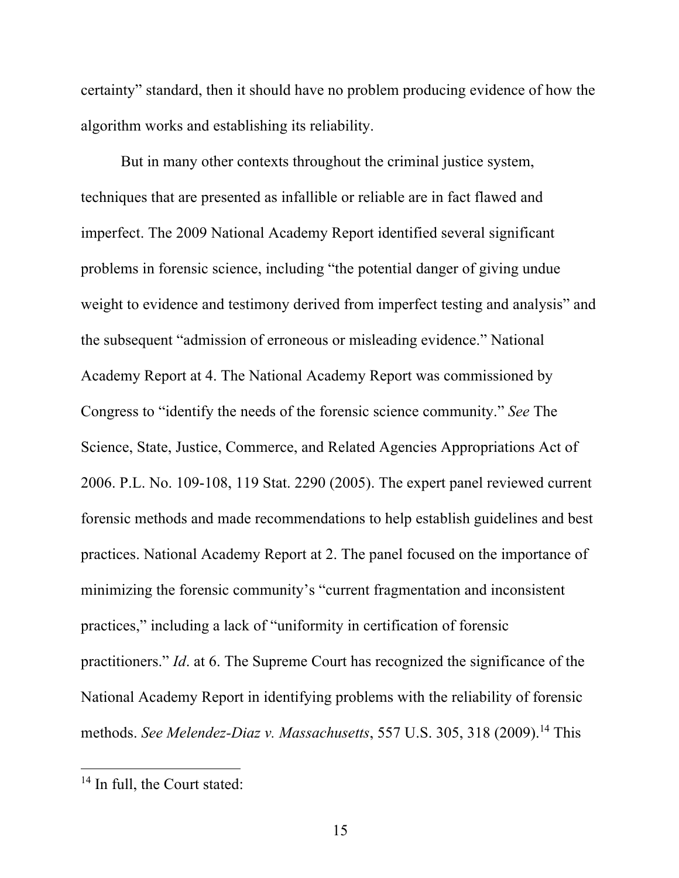certainty" standard, then it should have no problem producing evidence of how the algorithm works and establishing its reliability.

But in many other contexts throughout the criminal justice system, techniques that are presented as infallible or reliable are in fact flawed and imperfect. The 2009 National Academy Report identified several significant problems in forensic science, including "the potential danger of giving undue weight to evidence and testimony derived from imperfect testing and analysis" and the subsequent "admission of erroneous or misleading evidence." National Academy Report at 4. The National Academy Report was commissioned by Congress to "identify the needs of the forensic science community." *See* The Science, State, Justice, Commerce, and Related Agencies Appropriations Act of 2006. P.L. No. 109-108, 119 Stat. 2290 (2005). The expert panel reviewed current forensic methods and made recommendations to help establish guidelines and best practices. National Academy Report at 2. The panel focused on the importance of minimizing the forensic community's "current fragmentation and inconsistent practices," including a lack of "uniformity in certification of forensic practitioners." *Id*. at 6. The Supreme Court has recognized the significance of the National Academy Report in identifying problems with the reliability of forensic methods. *See Melendez-Diaz v. Massachusetts*, 557 U.S. 305, 318 (2009).[14] This

---

[14] In full, the Court stated: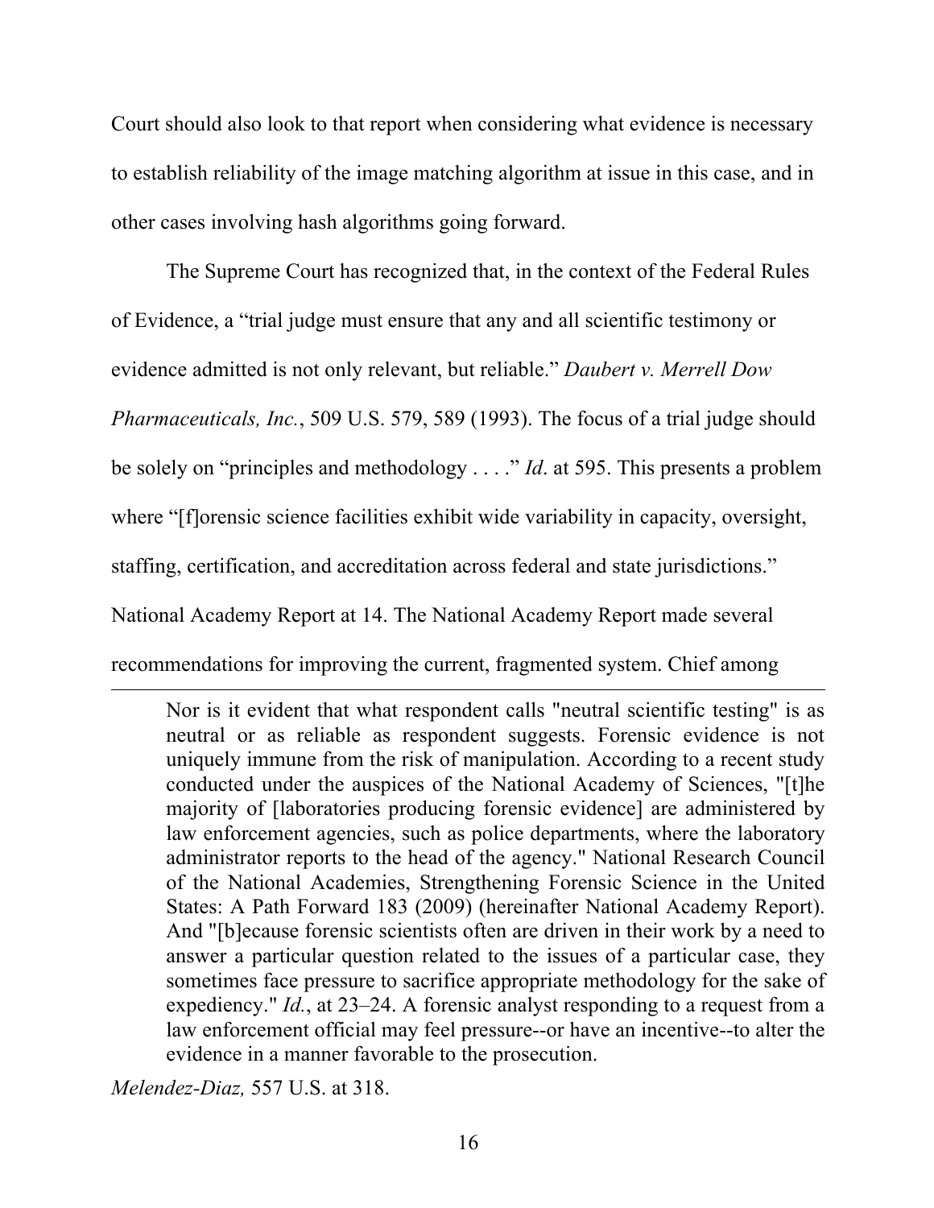Court should also look to that report when considering what evidence is necessary to establish reliability of the image matching algorithm at issue in this case, and in other cases involving hash algorithms going forward.

The Supreme Court has recognized that, in the context of the Federal Rules of Evidence, a "trial judge must ensure that any and all scientific testimony or evidence admitted is not only relevant, but reliable." *Daubert v. Merrell Dow Pharmaceuticals, Inc.*, 509 U.S. 579, 589 (1993). The focus of a trial judge should be solely on "principles and methodology . . . ." *Id*. at 595. This presents a problem where "[f]orensic science facilities exhibit wide variability in capacity, oversight, staffing, certification, and accreditation across federal and state jurisdictions." National Academy Report at 14. The National Academy Report made several recommendations for improving the current, fragmented system. Chief among

---

> Nor is it evident that what respondent calls "neutral scientific testing" is as neutral or as reliable as respondent suggests. Forensic evidence is not uniquely immune from the risk of manipulation. According to a recent study conducted under the auspices of the National Academy of Sciences, "[t]he majority of [laboratories producing forensic evidence] are administered by law enforcement agencies, such as police departments, where the laboratory administrator reports to the head of the agency." National Research Council of the National Academies, Strengthening Forensic Science in the United States: A Path Forward 183 (2009) (hereinafter National Academy Report). And "[b]ecause forensic scientists often are driven in their work by a need to answer a particular question related to the issues of a particular case, they sometimes face pressure to sacrifice appropriate methodology for the sake of expediency." *Id.*, at 23–24. A forensic analyst responding to a request from a law enforcement official may feel pressure--or have an incentive--to alter the evidence in a manner favorable to the prosecution.

*Melendez-Diaz,* 557 U.S. at 318.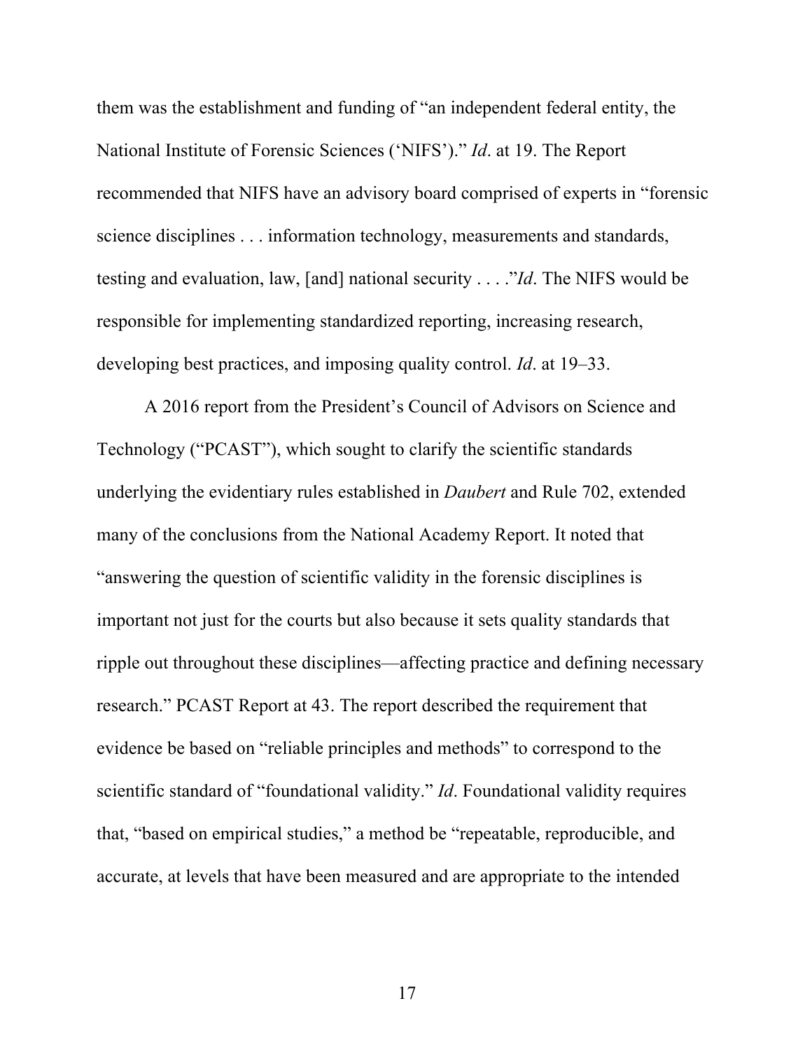them was the establishment and funding of "an independent federal entity, the National Institute of Forensic Sciences ('NIFS')." *Id*. at 19. The Report recommended that NIFS have an advisory board comprised of experts in "forensic science disciplines . . . information technology, measurements and standards, testing and evaluation, law, [and] national security . . . ."*Id*. The NIFS would be responsible for implementing standardized reporting, increasing research, developing best practices, and imposing quality control. *Id*. at 19–33.

A 2016 report from the President's Council of Advisors on Science and Technology ("PCAST"), which sought to clarify the scientific standards underlying the evidentiary rules established in *Daubert* and Rule 702, extended many of the conclusions from the National Academy Report. It noted that "answering the question of scientific validity in the forensic disciplines is important not just for the courts but also because it sets quality standards that ripple out throughout these disciplines—affecting practice and defining necessary research." PCAST Report at 43. The report described the requirement that evidence be based on "reliable principles and methods" to correspond to the scientific standard of "foundational validity." *Id*. Foundational validity requires that, "based on empirical studies," a method be "repeatable, reproducible, and accurate, at levels that have been measured and are appropriate to the intended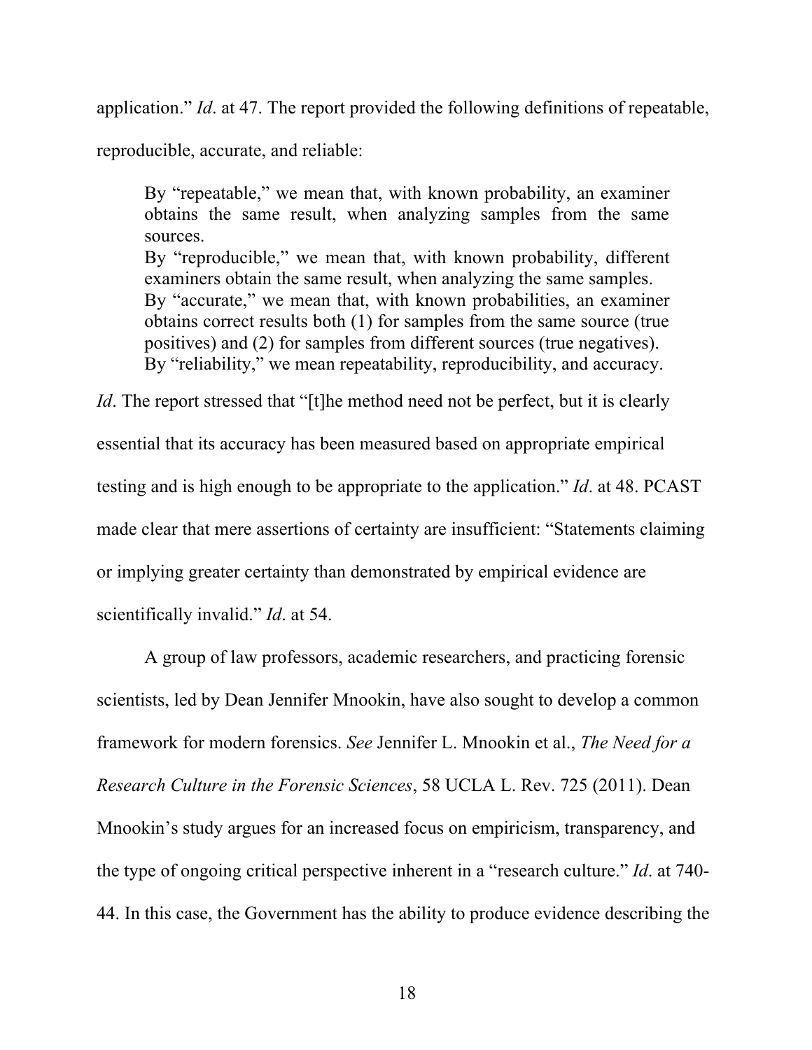application." *Id*. at 47. The report provided the following definitions of repeatable, reproducible, accurate, and reliable:

> By "repeatable," we mean that, with known probability, an examiner obtains the same result, when analyzing samples from the same sources.
> By "reproducible," we mean that, with known probability, different examiners obtain the same result, when analyzing the same samples.
> By "accurate," we mean that, with known probabilities, an examiner obtains correct results both (1) for samples from the same source (true positives) and (2) for samples from different sources (true negatives).
> By "reliability," we mean repeatability, reproducibility, and accuracy.

*Id*. The report stressed that "[t]he method need not be perfect, but it is clearly essential that its accuracy has been measured based on appropriate empirical testing and is high enough to be appropriate to the application." *Id*. at 48. PCAST made clear that mere assertions of certainty are insufficient: "Statements claiming or implying greater certainty than demonstrated by empirical evidence are scientifically invalid." *Id*. at 54.

A group of law professors, academic researchers, and practicing forensic scientists, led by Dean Jennifer Mnookin, have also sought to develop a common framework for modern forensics. *See* Jennifer L. Mnookin et al., *The Need for a Research Culture in the Forensic Sciences*, 58 UCLA L. Rev. 725 (2011). Dean Mnookin's study argues for an increased focus on empiricism, transparency, and the type of ongoing critical perspective inherent in a "research culture." *Id*. at 740-44. In this case, the Government has the ability to produce evidence describing the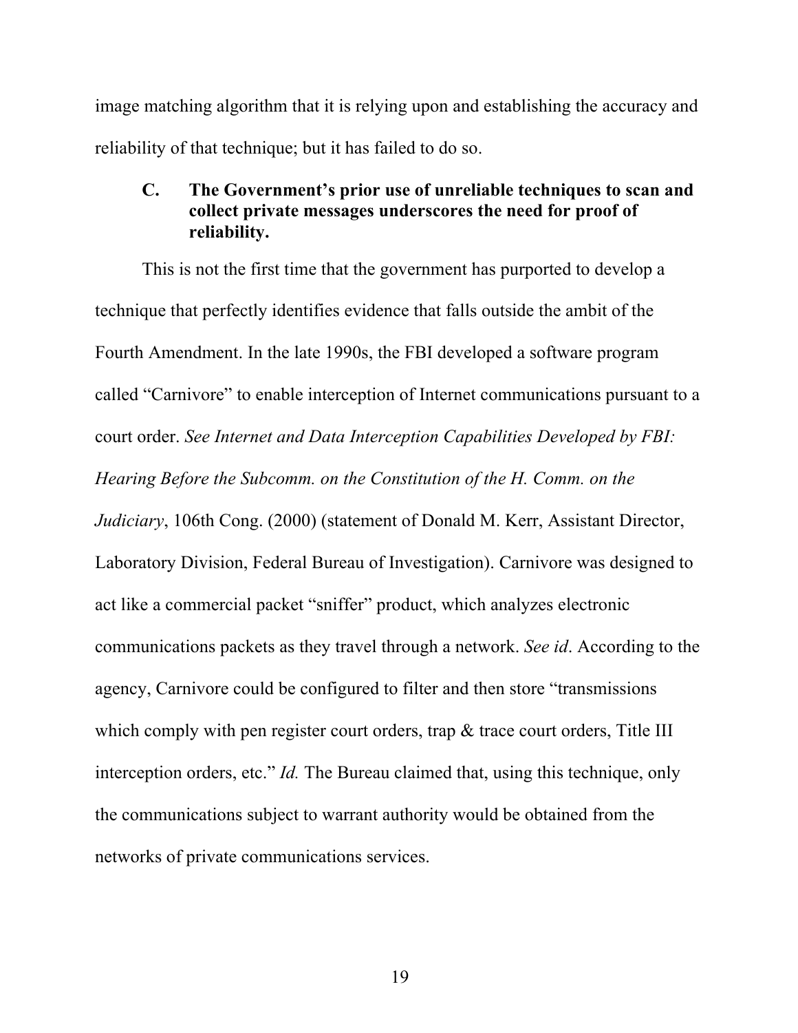image matching algorithm that it is relying upon and establishing the accuracy and reliability of that technique; but it has failed to do so.

### C. The Government's prior use of unreliable techniques to scan and collect private messages underscores the need for proof of reliability.

This is not the first time that the government has purported to develop a technique that perfectly identifies evidence that falls outside the ambit of the Fourth Amendment. In the late 1990s, the FBI developed a software program called "Carnivore" to enable interception of Internet communications pursuant to a court order. *See Internet and Data Interception Capabilities Developed by FBI: Hearing Before the Subcomm. on the Constitution of the H. Comm. on the Judiciary*, 106th Cong. (2000) (statement of Donald M. Kerr, Assistant Director, Laboratory Division, Federal Bureau of Investigation). Carnivore was designed to act like a commercial packet "sniffer" product, which analyzes electronic communications packets as they travel through a network. *See id*. According to the agency, Carnivore could be configured to filter and then store "transmissions which comply with pen register court orders, trap & trace court orders, Title III interception orders, etc." *Id.* The Bureau claimed that, using this technique, only the communications subject to warrant authority would be obtained from the networks of private communications services.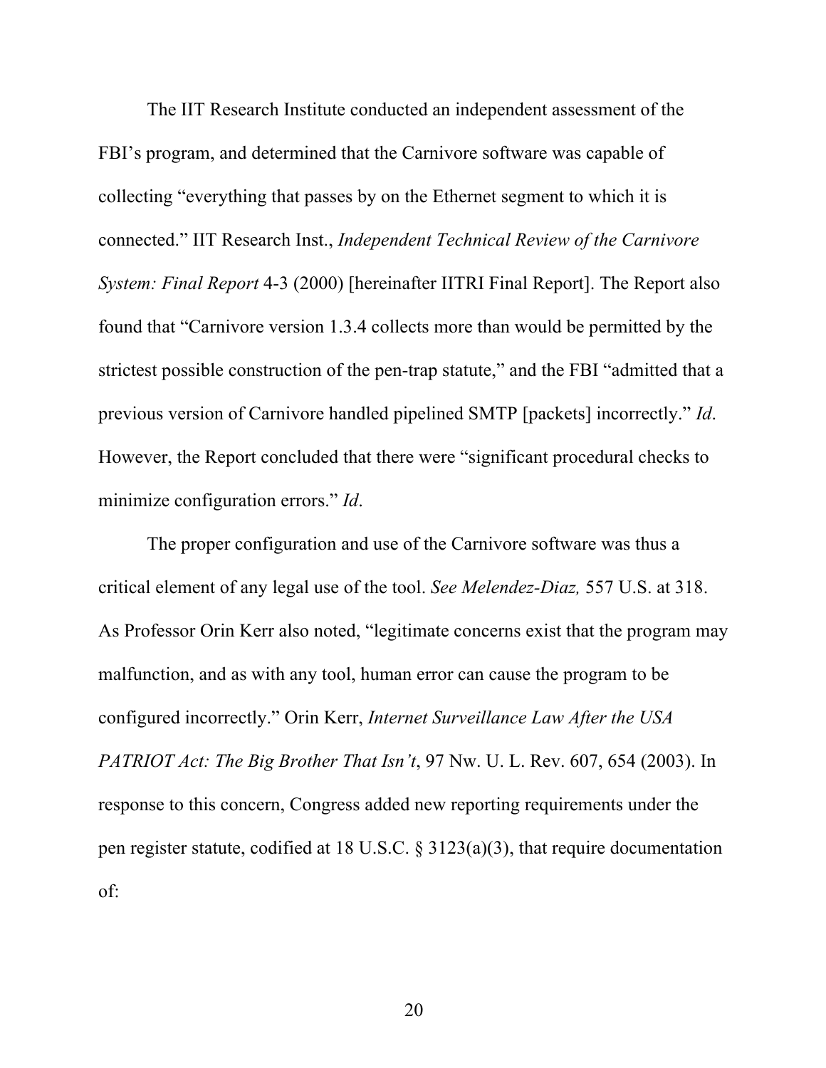The IIT Research Institute conducted an independent assessment of the FBI's program, and determined that the Carnivore software was capable of collecting "everything that passes by on the Ethernet segment to which it is connected." IIT Research Inst., *Independent Technical Review of the Carnivore System: Final Report* 4-3 (2000) [hereinafter IITRI Final Report]. The Report also found that "Carnivore version 1.3.4 collects more than would be permitted by the strictest possible construction of the pen-trap statute," and the FBI "admitted that a previous version of Carnivore handled pipelined SMTP [packets] incorrectly." *Id*. However, the Report concluded that there were "significant procedural checks to minimize configuration errors." *Id*.

The proper configuration and use of the Carnivore software was thus a critical element of any legal use of the tool. *See Melendez-Diaz,* 557 U.S. at 318. As Professor Orin Kerr also noted, "legitimate concerns exist that the program may malfunction, and as with any tool, human error can cause the program to be configured incorrectly." Orin Kerr, *Internet Surveillance Law After the USA PATRIOT Act: The Big Brother That Isn't*, 97 Nw. U. L. Rev. 607, 654 (2003). In response to this concern, Congress added new reporting requirements under the pen register statute, codified at 18 U.S.C. § 3123(a)(3), that require documentation of: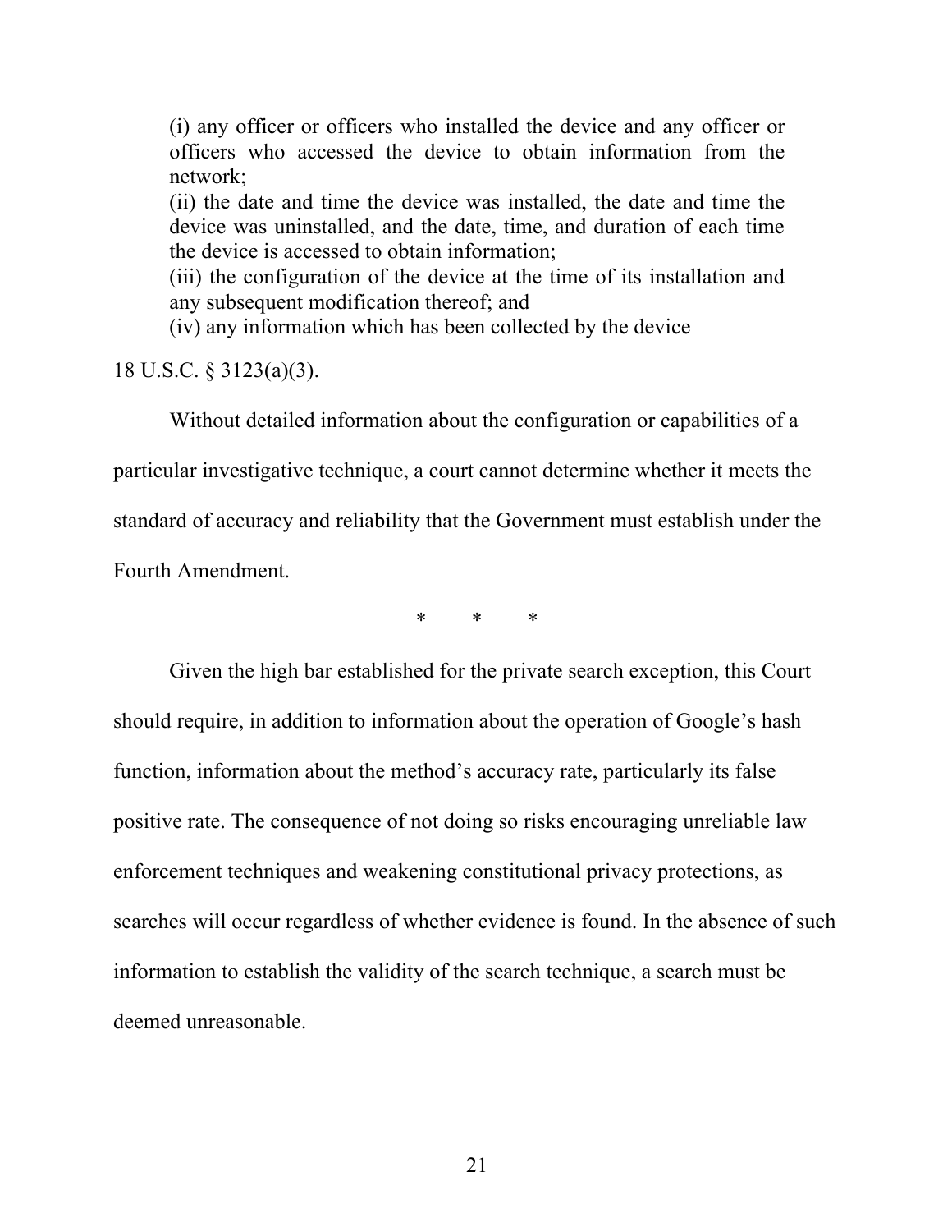> (i) any officer or officers who installed the device and any officer or officers who accessed the device to obtain information from the network;
> (ii) the date and time the device was installed, the date and time the device was uninstalled, and the date, time, and duration of each time the device is accessed to obtain information;
> (iii) the configuration of the device at the time of its installation and any subsequent modification thereof; and
> (iv) any information which has been collected by the device

18 U.S.C. § 3123(a)(3).

Without detailed information about the configuration or capabilities of a particular investigative technique, a court cannot determine whether it meets the standard of accuracy and reliability that the Government must establish under the Fourth Amendment.

\* \* \*

Given the high bar established for the private search exception, this Court should require, in addition to information about the operation of Google's hash function, information about the method's accuracy rate, particularly its false positive rate. The consequence of not doing so risks encouraging unreliable law enforcement techniques and weakening constitutional privacy protections, as searches will occur regardless of whether evidence is found. In the absence of such information to establish the validity of the search technique, a search must be deemed unreasonable.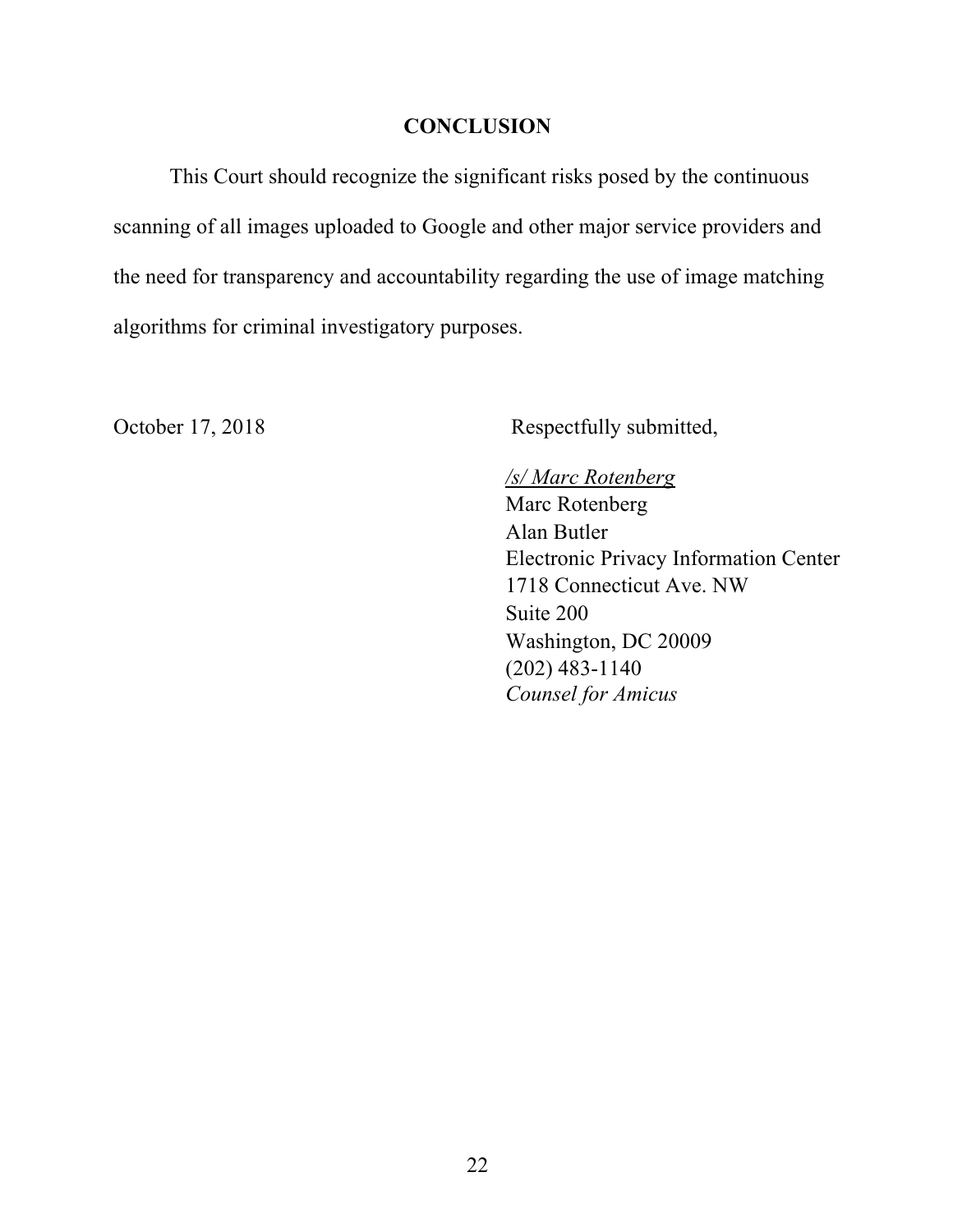## CONCLUSION

This Court should recognize the significant risks posed by the continuous scanning of all images uploaded to Google and other major service providers and the need for transparency and accountability regarding the use of image matching algorithms for criminal investigatory purposes.

October 17, 2018

Respectfully submitted,

*/s/ Marc Rotenberg*
Marc Rotenberg
Alan Butler
Electronic Privacy Information Center
1718 Connecticut Ave. NW
Suite 200
Washington, DC 20009
(202) 483-1140
*Counsel for Amicus*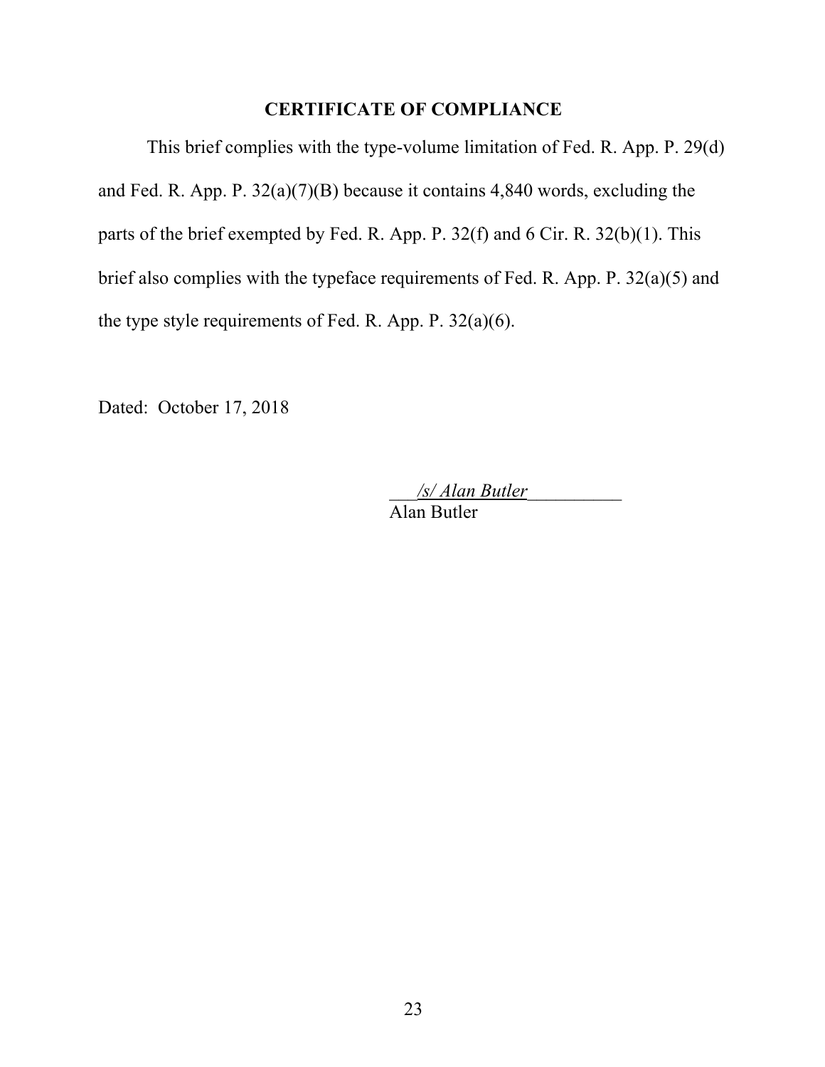## CERTIFICATE OF COMPLIANCE

This brief complies with the type-volume limitation of Fed. R. App. P. 29(d) and Fed. R. App. P. 32(a)(7)(B) because it contains 4,840 words, excluding the parts of the brief exempted by Fed. R. App. P. 32(f) and 6 Cir. R. 32(b)(1). This brief also complies with the typeface requirements of Fed. R. App. P. 32(a)(5) and the type style requirements of Fed. R. App. P. 32(a)(6).

Dated: October 17, 2018

*/s/ Alan Butler*  
Alan Butler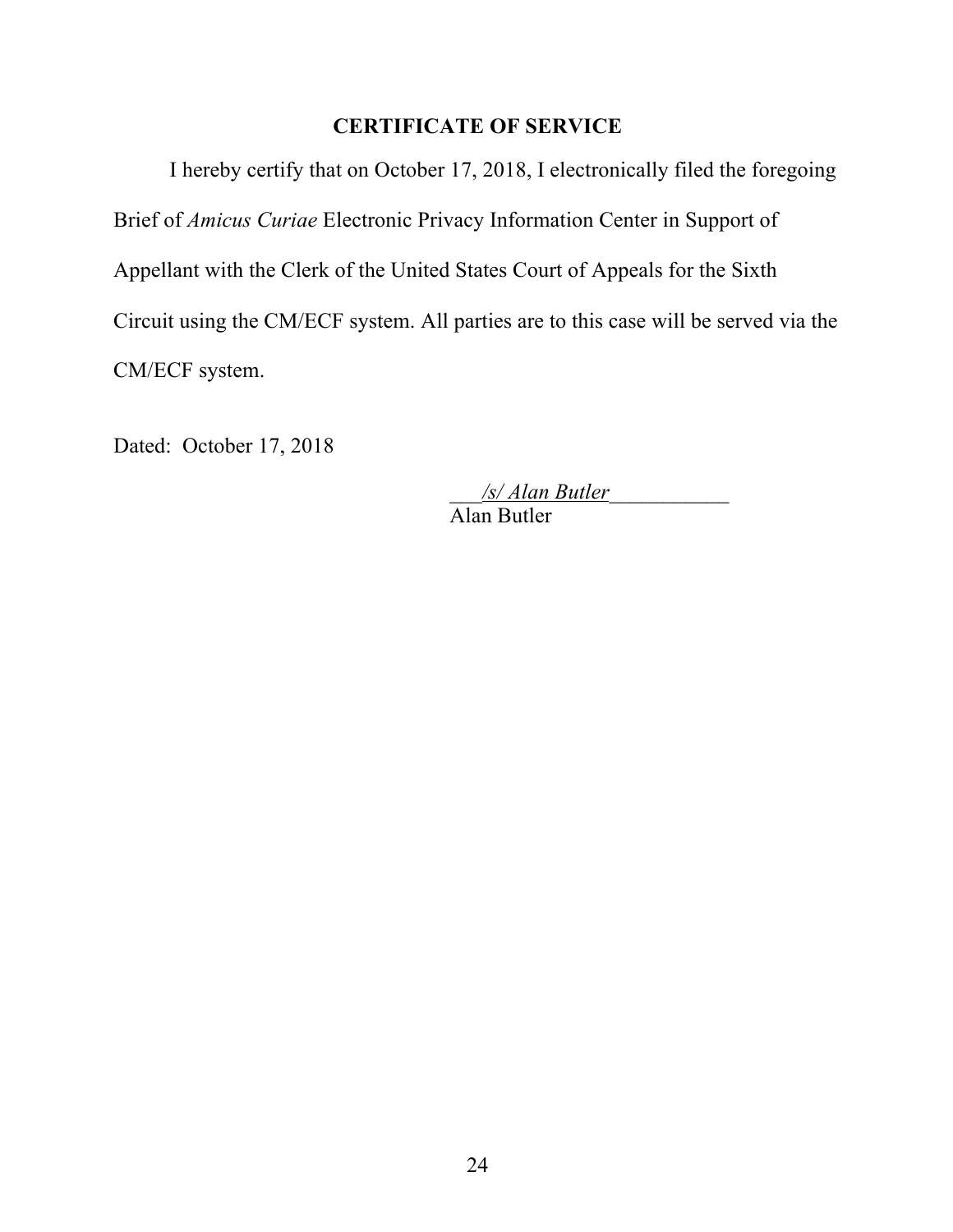## CERTIFICATE OF SERVICE

I hereby certify that on October 17, 2018, I electronically filed the foregoing Brief of *Amicus Curiae* Electronic Privacy Information Center in Support of Appellant with the Clerk of the United States Court of Appeals for the Sixth Circuit using the CM/ECF system. All parties are to this case will be served via the CM/ECF system.

Dated: October 17, 2018

*/s/ Alan Butler*
Alan Butler